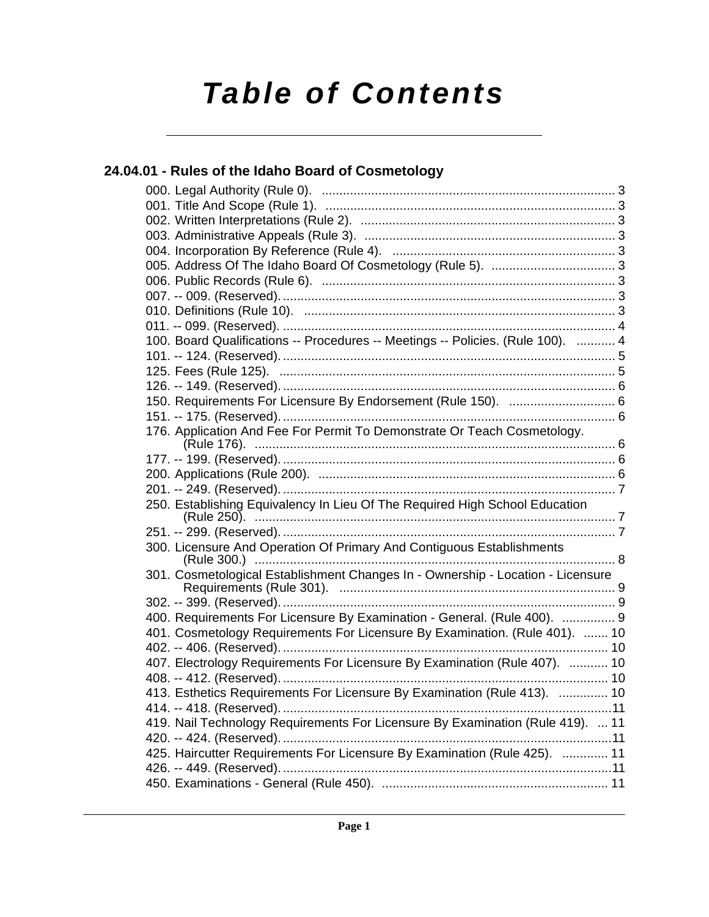# Table of Contents

## 24.04.01 - Rules of the Idaho Board of Cosmetology

000. Legal Authority (Rule 0). ........................................ 3
001. Title And Scope (Rule 1). ........................................ 3
002. Written Interpretations (Rule 2). ........................................ 3
003. Administrative Appeals (Rule 3). ........................................ 3
004. Incorporation By Reference (Rule 4). ........................................ 3
005. Address Of The Idaho Board Of Cosmetology (Rule 5). ........................................ 3
006. Public Records (Rule 6). ........................................ 3
007. -- 009. (Reserved). ........................................ 3
010. Definitions (Rule 10). ........................................ 3
011. -- 099. (Reserved). ........................................ 4
100. Board Qualifications -- Procedures -- Meetings -- Policies. (Rule 100). ........................................ 4
101. -- 124. (Reserved). ........................................ 5
125. Fees (Rule 125). ........................................ 5
126. -- 149. (Reserved). ........................................ 6
150. Requirements For Licensure By Endorsement (Rule 150). ........................................ 6
151. -- 175. (Reserved). ........................................ 6
176. Application And Fee For Permit To Demonstrate Or Teach Cosmetology. (Rule 176). ........................................ 6
177. -- 199. (Reserved). ........................................ 6
200. Applications (Rule 200). ........................................ 6
201. -- 249. (Reserved). ........................................ 7
250. Establishing Equivalency In Lieu Of The Required High School Education (Rule 250). ........................................ 7
251. -- 299. (Reserved). ........................................ 7
300. Licensure And Operation Of Primary And Contiguous Establishments (Rule 300.) ........................................ 8
301. Cosmetological Establishment Changes In - Ownership - Location - Licensure Requirements (Rule 301). ........................................ 9
302. -- 399. (Reserved). ........................................ 9
400. Requirements For Licensure By Examination - General. (Rule 400). ........................................ 9
401. Cosmetology Requirements For Licensure By Examination. (Rule 401). ........................................ 10
402. -- 406. (Reserved). ........................................ 10
407. Electrology Requirements For Licensure By Examination (Rule 407). ........................................ 10
408. -- 412. (Reserved). ........................................ 10
413. Esthetics Requirements For Licensure By Examination (Rule 413). ........................................ 10
414. -- 418. (Reserved). ........................................ 11
419. Nail Technology Requirements For Licensure By Examination (Rule 419). ........................................ 11
420. -- 424. (Reserved). ........................................ 11
425. Haircutter Requirements For Licensure By Examination (Rule 425). ........................................ 11
426. -- 449. (Reserved). ........................................ 11
450. Examinations - General (Rule 450). ........................................ 11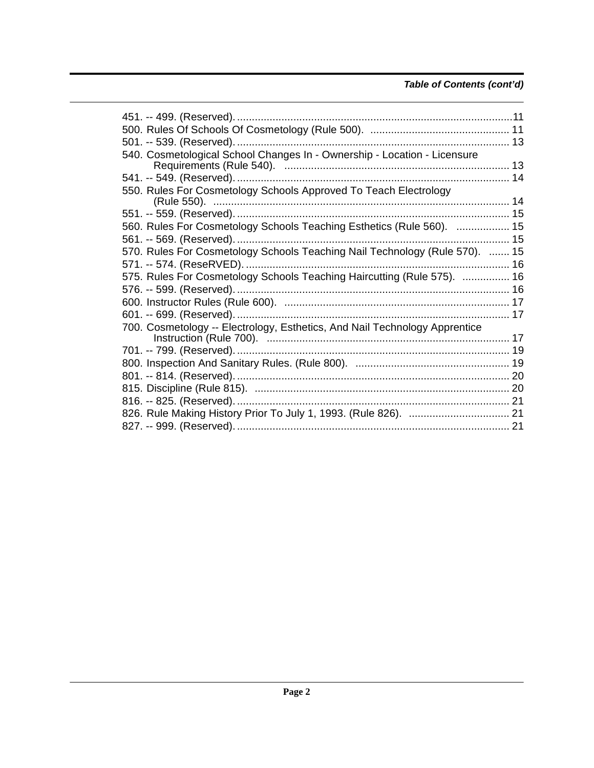*Table of Contents (cont'd)*

451. -- 499. (Reserved). ....................................................................................11
500. Rules Of Schools Of Cosmetology (Rule 500). ............................................. 11
501. -- 539. (Reserved). ..................................................................................... 13
540. Cosmetological School Changes In - Ownership - Location - Licensure Requirements (Rule 540). ........................................................................ 13
541. -- 549. (Reserved). ..................................................................................... 14
550. Rules For Cosmetology Schools Approved To Teach Electrology (Rule 550). ............................................................................................. 14
551. -- 559. (Reserved). ..................................................................................... 15
560. Rules For Cosmetology Schools Teaching Esthetics (Rule 560). .................. 15
561. -- 569. (Reserved). ..................................................................................... 15
570. Rules For Cosmetology Schools Teaching Nail Technology (Rule 570). ....... 15
571. -- 574. (ReseRVED). .................................................................................. 16
575. Rules For Cosmetology Schools Teaching Haircutting (Rule 575). ................ 16
576. -- 599. (Reserved). ..................................................................................... 16
600. Instructor Rules (Rule 600). ......................................................................... 17
601. -- 699. (Reserved). ..................................................................................... 17
700. Cosmetology -- Electrology, Esthetics, And Nail Technology Apprentice Instruction (Rule 700). ............................................................................... 17
701. -- 799. (Reserved). ..................................................................................... 19
800. Inspection And Sanitary Rules. (Rule 800). .................................................. 19
801. -- 814. (Reserved). ..................................................................................... 20
815. Discipline (Rule 815). .................................................................................... 20
816. -- 825. (Reserved). ..................................................................................... 21
826. Rule Making History Prior To July 1, 1993. (Rule 826). ................................. 21
827. -- 999. (Reserved). ..................................................................................... 21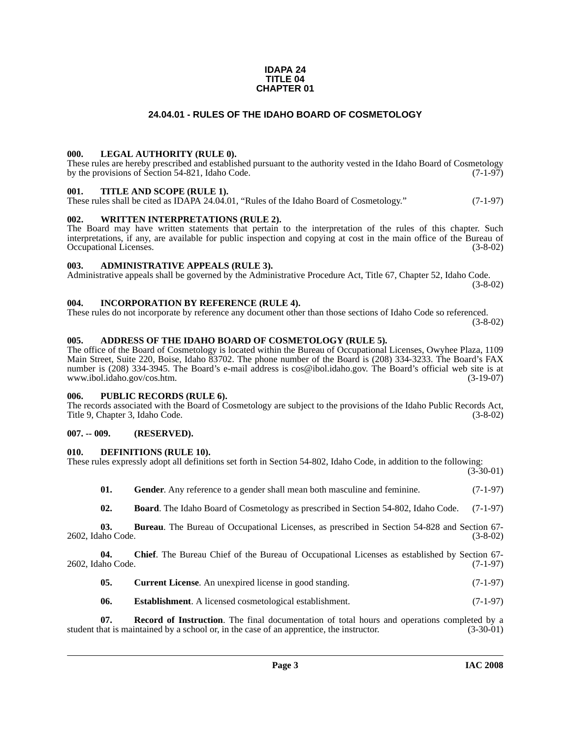**IDAPA 24**
**TITLE 04**
**CHAPTER 01**

# 24.04.01 - RULES OF THE IDAHO BOARD OF COSMETOLOGY

### 000. LEGAL AUTHORITY (RULE 0).

These rules are hereby prescribed and established pursuant to the authority vested in the Idaho Board of Cosmetology by the provisions of Section 54-821, Idaho Code. (7-1-97)

### 001. TITLE AND SCOPE (RULE 1).

These rules shall be cited as IDAPA 24.04.01, "Rules of the Idaho Board of Cosmetology." (7-1-97)

### 002. WRITTEN INTERPRETATIONS (RULE 2).

The Board may have written statements that pertain to the interpretation of the rules of this chapter. Such interpretations, if any, are available for public inspection and copying at cost in the main office of the Bureau of Occupational Licenses. (3-8-02)

### 003. ADMINISTRATIVE APPEALS (RULE 3).

Administrative appeals shall be governed by the Administrative Procedure Act, Title 67, Chapter 52, Idaho Code. (3-8-02)

### 004. INCORPORATION BY REFERENCE (RULE 4).

These rules do not incorporate by reference any document other than those sections of Idaho Code so referenced. (3-8-02)

### 005. ADDRESS OF THE IDAHO BOARD OF COSMETOLOGY (RULE 5).

The office of the Board of Cosmetology is located within the Bureau of Occupational Licenses, Owyhee Plaza, 1109 Main Street, Suite 220, Boise, Idaho 83702. The phone number of the Board is (208) 334-3233. The Board's FAX number is (208) 334-3945. The Board's e-mail address is cos@ibol.idaho.gov. The Board's official web site is at www.ibol.idaho.gov/cos.htm. (3-19-07)

### 006. PUBLIC RECORDS (RULE 6).

The records associated with the Board of Cosmetology are subject to the provisions of the Idaho Public Records Act, Title 9, Chapter 3, Idaho Code. (3-8-02)

### 007. -- 009. (RESERVED).

### 010. DEFINITIONS (RULE 10).

These rules expressly adopt all definitions set forth in Section 54-802, Idaho Code, in addition to the following: (3-30-01)

**01. Gender**. Any reference to a gender shall mean both masculine and feminine. (7-1-97)

**02. Board**. The Idaho Board of Cosmetology as prescribed in Section 54-802, Idaho Code. (7-1-97)

**03. Bureau**. The Bureau of Occupational Licenses, as prescribed in Section 54-828 and Section 67-2602, Idaho Code. (3-8-02)

**04. Chief**. The Bureau Chief of the Bureau of Occupational Licenses as established by Section 67-2602, Idaho Code. (7-1-97)

**05. Current License**. An unexpired license in good standing. (7-1-97)

**06. Establishment**. A licensed cosmetological establishment. (7-1-97)

**07. Record of Instruction**. The final documentation of total hours and operations completed by a student that is maintained by a school or, in the case of an apprentice, the instructor. (3-30-01)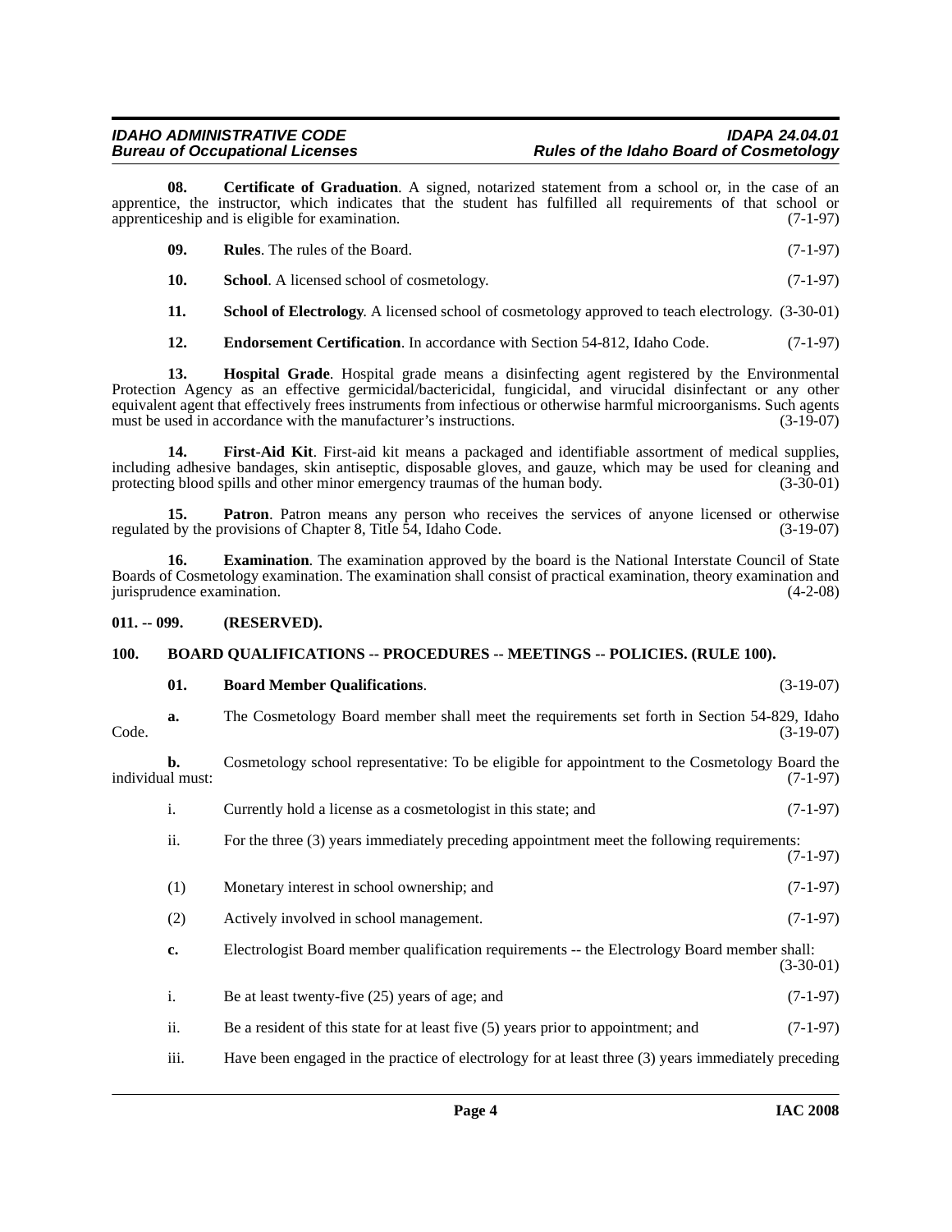**08. Certificate of Graduation**. A signed, notarized statement from a school or, in the case of an apprentice, the instructor, which indicates that the student has fulfilled all requirements of that school or apprenticeship and is eligible for examination. (7-1-97)

**09. Rules**. The rules of the Board. (7-1-97)

**10. School**. A licensed school of cosmetology. (7-1-97)

**11. School of Electrology**. A licensed school of cosmetology approved to teach electrology. (3-30-01)

**12. Endorsement Certification**. In accordance with Section 54-812, Idaho Code. (7-1-97)

**13. Hospital Grade**. Hospital grade means a disinfecting agent registered by the Environmental Protection Agency as an effective germicidal/bactericidal, fungicidal, and virucidal disinfectant or any other equivalent agent that effectively frees instruments from infectious or otherwise harmful microorganisms. Such agents must be used in accordance with the manufacturer's instructions. (3-19-07)

**14. First-Aid Kit**. First-aid kit means a packaged and identifiable assortment of medical supplies, including adhesive bandages, skin antiseptic, disposable gloves, and gauze, which may be used for cleaning and protecting blood spills and other minor emergency traumas of the human body. (3-30-01)

**15. Patron**. Patron means any person who receives the services of anyone licensed or otherwise regulated by the provisions of Chapter 8, Title 54, Idaho Code. (3-19-07)

**16. Examination**. The examination approved by the board is the National Interstate Council of State Boards of Cosmetology examination. The examination shall consist of practical examination, theory examination and jurisprudence examination. (4-2-08)

## 011. -- 099. (RESERVED).

## 100. BOARD QUALIFICATIONS -- PROCEDURES -- MEETINGS -- POLICIES. (RULE 100).

**01. Board Member Qualifications**. (3-19-07)

**a.** The Cosmetology Board member shall meet the requirements set forth in Section 54-829, Idaho Code. (3-19-07)

**b.** Cosmetology school representative: To be eligible for appointment to the Cosmetology Board the individual must: (7-1-97)

i. Currently hold a license as a cosmetologist in this state; and (7-1-97)

ii. For the three (3) years immediately preceding appointment meet the following requirements: (7-1-97)

(1) Monetary interest in school ownership; and (7-1-97)

(2) Actively involved in school management. (7-1-97)

**c.** Electrologist Board member qualification requirements -- the Electrology Board member shall: (3-30-01)

i. Be at least twenty-five (25) years of age; and (7-1-97)

ii. Be a resident of this state for at least five (5) years prior to appointment; and (7-1-97)

iii. Have been engaged in the practice of electrology for at least three (3) years immediately preceding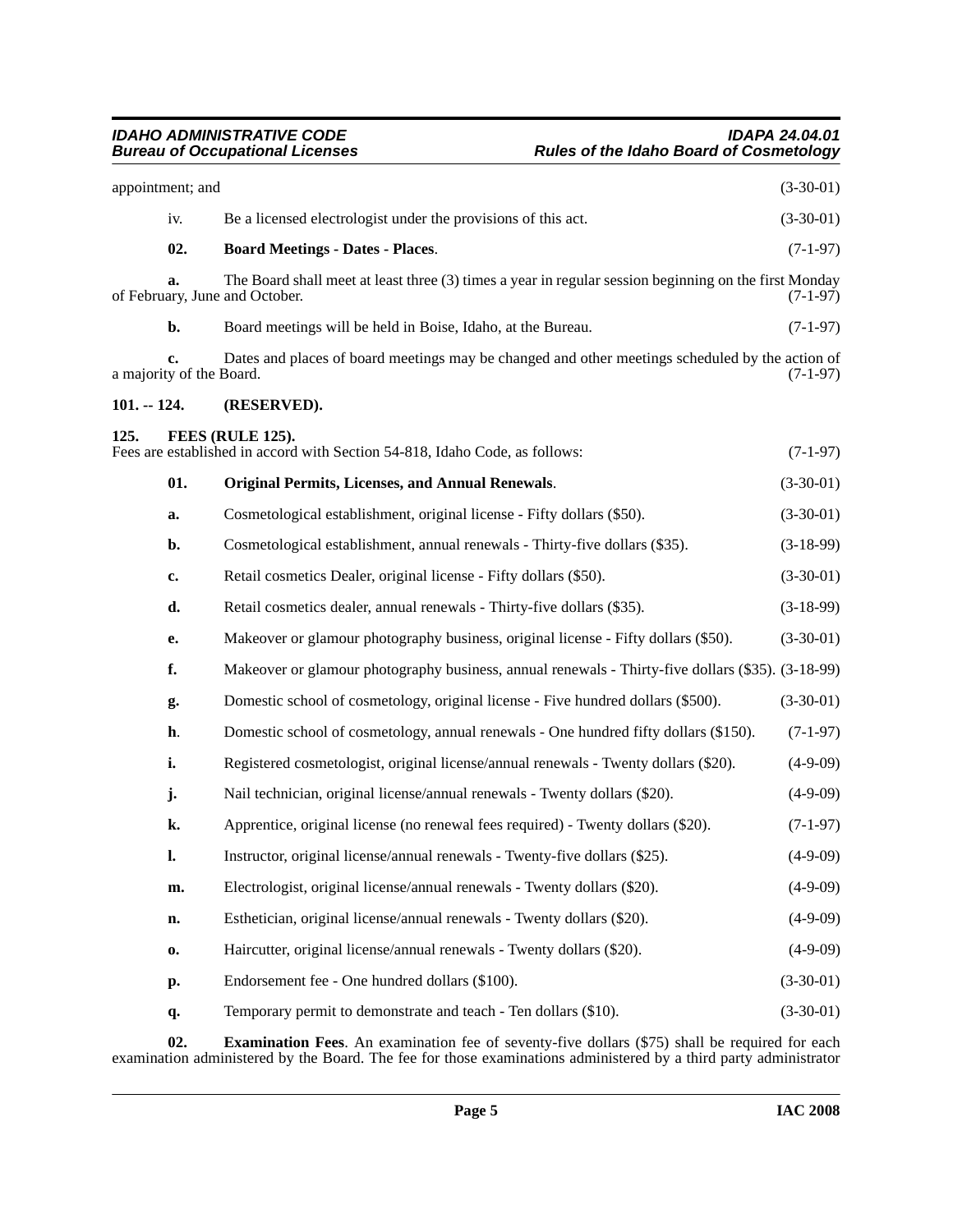appointment; and (3-30-01)

iv. Be a licensed electrologist under the provisions of this act. (3-30-01)

**02. Board Meetings - Dates - Places**. (7-1-97)

**a.** The Board shall meet at least three (3) times a year in regular session beginning on the first Monday of February, June and October. (7-1-97)

**b.** Board meetings will be held in Boise, Idaho, at the Bureau. (7-1-97)

**c.** Dates and places of board meetings may be changed and other meetings scheduled by the action of a majority of the Board. (7-1-97)

### 101. -- 124. (RESERVED).

### 125. FEES (RULE 125).

Fees are established in accord with Section 54-818, Idaho Code, as follows: (7-1-97)

**01. Original Permits, Licenses, and Annual Renewals**. (3-30-01)

**a.** Cosmetological establishment, original license - Fifty dollars ($50). (3-30-01)

**b.** Cosmetological establishment, annual renewals - Thirty-five dollars ($35). (3-18-99)

**c.** Retail cosmetics Dealer, original license - Fifty dollars ($50). (3-30-01)

**d.** Retail cosmetics dealer, annual renewals - Thirty-five dollars ($35). (3-18-99)

**e.** Makeover or glamour photography business, original license - Fifty dollars ($50). (3-30-01)

**f.** Makeover or glamour photography business, annual renewals - Thirty-five dollars ($35). (3-18-99)

**g.** Domestic school of cosmetology, original license - Five hundred dollars ($500). (3-30-01)

**h.** Domestic school of cosmetology, annual renewals - One hundred fifty dollars ($150). (7-1-97)

**i.** Registered cosmetologist, original license/annual renewals - Twenty dollars ($20). (4-9-09)

**j.** Nail technician, original license/annual renewals - Twenty dollars ($20). (4-9-09)

**k.** Apprentice, original license (no renewal fees required) - Twenty dollars ($20). (7-1-97)

**l.** Instructor, original license/annual renewals - Twenty-five dollars ($25). (4-9-09)

**m.** Electrologist, original license/annual renewals - Twenty dollars ($20). (4-9-09)

**n.** Esthetician, original license/annual renewals - Twenty dollars ($20). (4-9-09)

**o.** Haircutter, original license/annual renewals - Twenty dollars ($20). (4-9-09)

**p.** Endorsement fee - One hundred dollars ($100). (3-30-01)

**q.** Temporary permit to demonstrate and teach - Ten dollars ($10). (3-30-01)

**02. Examination Fees**. An examination fee of seventy-five dollars ($75) shall be required for each examination administered by the Board. The fee for those examinations administered by a third party administrator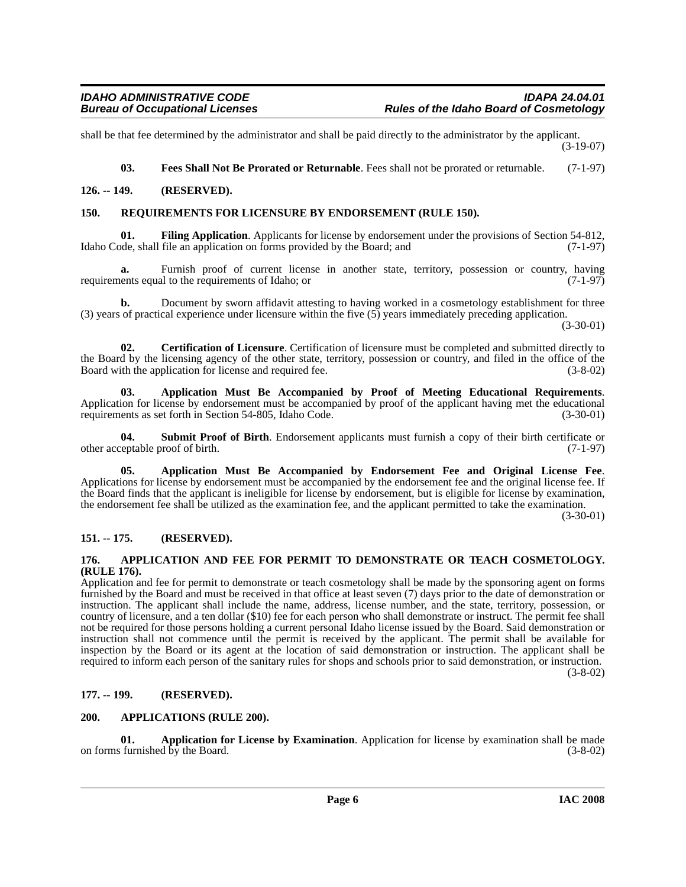shall be that fee determined by the administrator and shall be paid directly to the administrator by the applicant. (3-19-07)

**03. Fees Shall Not Be Prorated or Returnable**. Fees shall not be prorated or returnable. (7-1-97)

## 126. -- 149. (RESERVED).

## 150. REQUIREMENTS FOR LICENSURE BY ENDORSEMENT (RULE 150).

**01. Filing Application**. Applicants for license by endorsement under the provisions of Section 54-812, Idaho Code, shall file an application on forms provided by the Board; and (7-1-97)

**a.** Furnish proof of current license in another state, territory, possession or country, having requirements equal to the requirements of Idaho; or (7-1-97)

**b.** Document by sworn affidavit attesting to having worked in a cosmetology establishment for three (3) years of practical experience under licensure within the five (5) years immediately preceding application. (3-30-01)

**02. Certification of Licensure**. Certification of licensure must be completed and submitted directly to the Board by the licensing agency of the other state, territory, possession or country, and filed in the office of the Board with the application for license and required fee. (3-8-02)

**03. Application Must Be Accompanied by Proof of Meeting Educational Requirements**. Application for license by endorsement must be accompanied by proof of the applicant having met the educational requirements as set forth in Section 54-805, Idaho Code. (3-30-01)

**04. Submit Proof of Birth**. Endorsement applicants must furnish a copy of their birth certificate or other acceptable proof of birth. (7-1-97)

**05. Application Must Be Accompanied by Endorsement Fee and Original License Fee**. Applications for license by endorsement must be accompanied by the endorsement fee and the original license fee. If the Board finds that the applicant is ineligible for license by endorsement, but is eligible for license by examination, the endorsement fee shall be utilized as the examination fee, and the applicant permitted to take the examination. (3-30-01)

## 151. -- 175. (RESERVED).

## 176. APPLICATION AND FEE FOR PERMIT TO DEMONSTRATE OR TEACH COSMETOLOGY. (RULE 176).

Application and fee for permit to demonstrate or teach cosmetology shall be made by the sponsoring agent on forms furnished by the Board and must be received in that office at least seven (7) days prior to the date of demonstration or instruction. The applicant shall include the name, address, license number, and the state, territory, possession, or country of licensure, and a ten dollar ($10) fee for each person who shall demonstrate or instruct. The permit fee shall not be required for those persons holding a current personal Idaho license issued by the Board. Said demonstration or instruction shall not commence until the permit is received by the applicant. The permit shall be available for inspection by the Board or its agent at the location of said demonstration or instruction. The applicant shall be required to inform each person of the sanitary rules for shops and schools prior to said demonstration, or instruction. (3-8-02)

## 177. -- 199. (RESERVED).

## 200. APPLICATIONS (RULE 200).

**01. Application for License by Examination**. Application for license by examination shall be made on forms furnished by the Board. (3-8-02)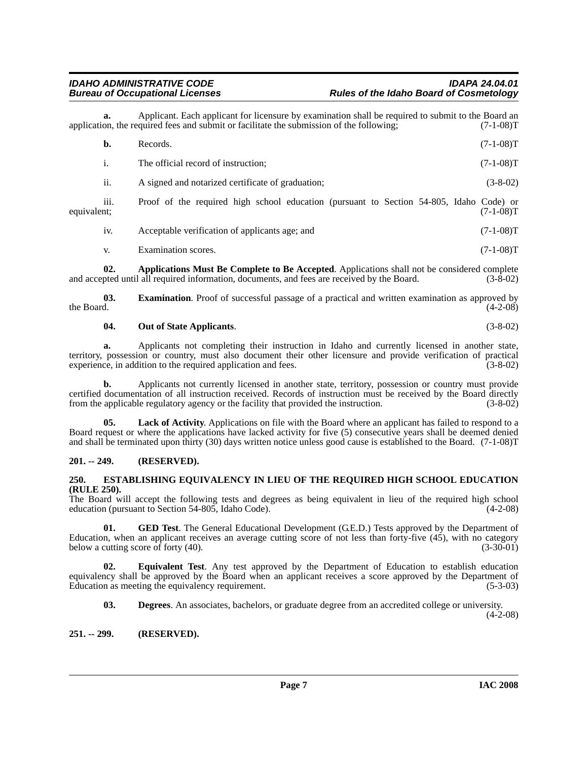**a.** Applicant. Each applicant for licensure by examination shall be required to submit to the Board an application, the required fees and submit or facilitate the submission of the following; (7-1-08)T

**b.** Records. (7-1-08)T

i. The official record of instruction; (7-1-08)T

ii. A signed and notarized certificate of graduation; (3-8-02)

iii. Proof of the required high school education (pursuant to Section 54-805, Idaho Code) or equivalent; (7-1-08)T

iv. Acceptable verification of applicants age; and (7-1-08)T

v. Examination scores. (7-1-08)T

**02. Applications Must Be Complete to Be Accepted**. Applications shall not be considered complete and accepted until all required information, documents, and fees are received by the Board. (3-8-02)

**03. Examination**. Proof of successful passage of a practical and written examination as approved by the Board. (4-2-08)

**04. Out of State Applicants**. (3-8-02)

**a.** Applicants not completing their instruction in Idaho and currently licensed in another state, territory, possession or country, must also document their other licensure and provide verification of practical experience, in addition to the required application and fees. (3-8-02)

**b.** Applicants not currently licensed in another state, territory, possession or country must provide certified documentation of all instruction received. Records of instruction must be received by the Board directly from the applicable regulatory agency or the facility that provided the instruction. (3-8-02)

**05. Lack of Activity**. Applications on file with the Board where an applicant has failed to respond to a Board request or where the applications have lacked activity for five (5) consecutive years shall be deemed denied and shall be terminated upon thirty (30) days written notice unless good cause is established to the Board. (7-1-08)T

## 201. -- 249. (RESERVED).

## 250. ESTABLISHING EQUIVALENCY IN LIEU OF THE REQUIRED HIGH SCHOOL EDUCATION (RULE 250).

The Board will accept the following tests and degrees as being equivalent in lieu of the required high school education (pursuant to Section 54-805, Idaho Code). (4-2-08)

**01. GED Test**. The General Educational Development (G.E.D.) Tests approved by the Department of Education, when an applicant receives an average cutting score of not less than forty-five (45), with no category below a cutting score of forty (40). (3-30-01)

**02. Equivalent Test**. Any test approved by the Department of Education to establish education equivalency shall be approved by the Board when an applicant receives a score approved by the Department of Education as meeting the equivalency requirement. (5-3-03)

**03. Degrees**. An associates, bachelors, or graduate degree from an accredited college or university. (4-2-08)

## 251. -- 299. (RESERVED).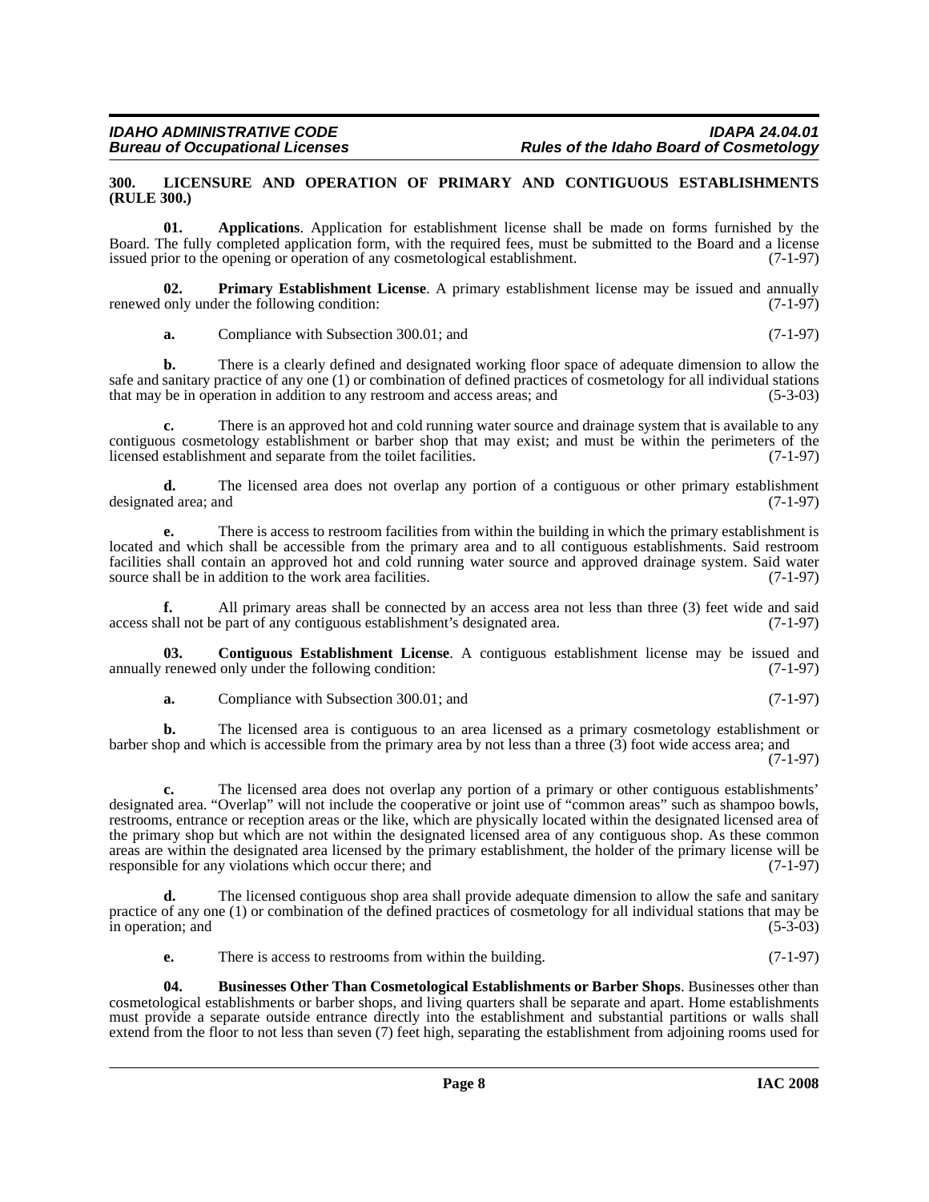### 300. LICENSURE AND OPERATION OF PRIMARY AND CONTIGUOUS ESTABLISHMENTS (RULE 300.)

**01. Applications**. Application for establishment license shall be made on forms furnished by the Board. The fully completed application form, with the required fees, must be submitted to the Board and a license issued prior to the opening or operation of any cosmetological establishment. (7-1-97)

**02. Primary Establishment License**. A primary establishment license may be issued and annually renewed only under the following condition: (7-1-97)

**a.** Compliance with Subsection 300.01; and (7-1-97)

**b.** There is a clearly defined and designated working floor space of adequate dimension to allow the safe and sanitary practice of any one (1) or combination of defined practices of cosmetology for all individual stations that may be in operation in addition to any restroom and access areas; and (5-3-03)

**c.** There is an approved hot and cold running water source and drainage system that is available to any contiguous cosmetology establishment or barber shop that may exist; and must be within the perimeters of the licensed establishment and separate from the toilet facilities. (7-1-97)

**d.** The licensed area does not overlap any portion of a contiguous or other primary establishment designated area; and (7-1-97)

**e.** There is access to restroom facilities from within the building in which the primary establishment is located and which shall be accessible from the primary area and to all contiguous establishments. Said restroom facilities shall contain an approved hot and cold running water source and approved drainage system. Said water source shall be in addition to the work area facilities. (7-1-97)

**f.** All primary areas shall be connected by an access area not less than three (3) feet wide and said access shall not be part of any contiguous establishment's designated area. (7-1-97)

**03. Contiguous Establishment License**. A contiguous establishment license may be issued and annually renewed only under the following condition: (7-1-97)

**a.** Compliance with Subsection 300.01; and (7-1-97)

**b.** The licensed area is contiguous to an area licensed as a primary cosmetology establishment or barber shop and which is accessible from the primary area by not less than a three (3) foot wide access area; and (7-1-97)

**c.** The licensed area does not overlap any portion of a primary or other contiguous establishments' designated area. "Overlap" will not include the cooperative or joint use of "common areas" such as shampoo bowls, restrooms, entrance or reception areas or the like, which are physically located within the designated licensed area of the primary shop but which are not within the designated licensed area of any contiguous shop. As these common areas are within the designated area licensed by the primary establishment, the holder of the primary license will be responsible for any violations which occur there; and (7-1-97)

**d.** The licensed contiguous shop area shall provide adequate dimension to allow the safe and sanitary practice of any one (1) or combination of the defined practices of cosmetology for all individual stations that may be in operation; and (5-3-03)

**e.** There is access to restrooms from within the building. (7-1-97)

**04. Businesses Other Than Cosmetological Establishments or Barber Shops**. Businesses other than cosmetological establishments or barber shops, and living quarters shall be separate and apart. Home establishments must provide a separate outside entrance directly into the establishment and substantial partitions or walls shall extend from the floor to not less than seven (7) feet high, separating the establishment from adjoining rooms used for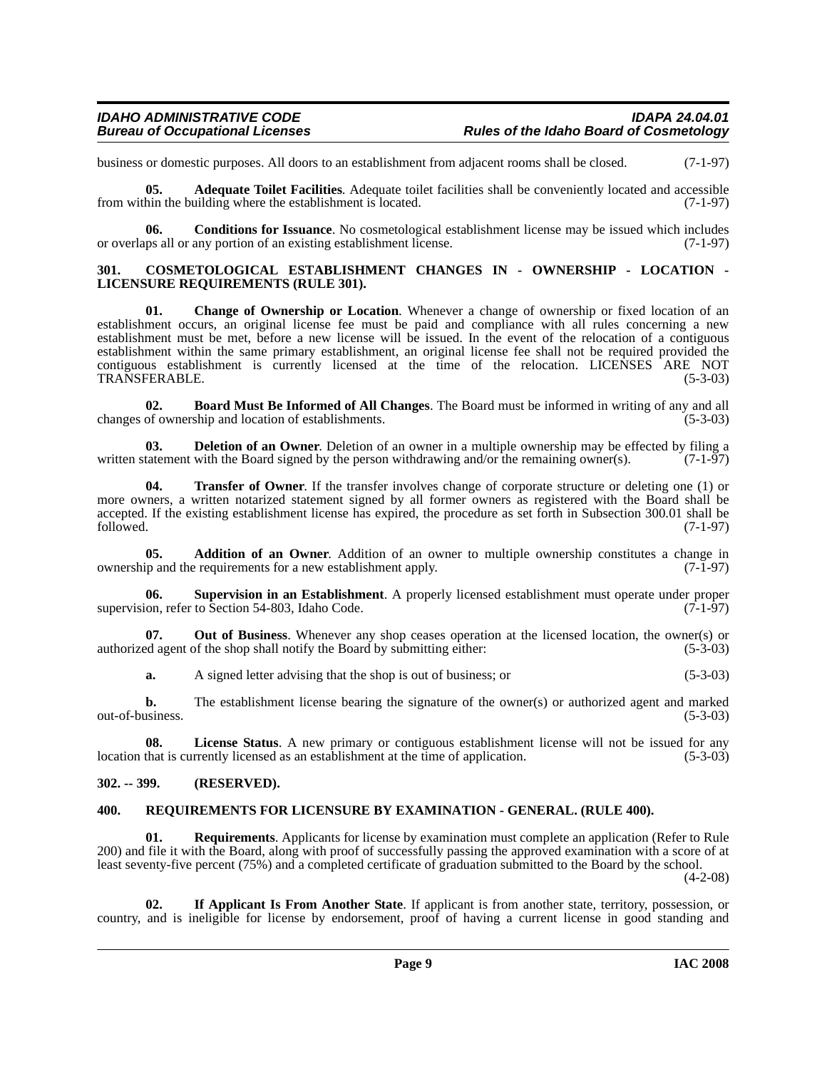business or domestic purposes. All doors to an establishment from adjacent rooms shall be closed. (7-1-97)

**05. Adequate Toilet Facilities**. Adequate toilet facilities shall be conveniently located and accessible from within the building where the establishment is located. (7-1-97)

**06. Conditions for Issuance**. No cosmetological establishment license may be issued which includes or overlaps all or any portion of an existing establishment license. (7-1-97)

## 301. COSMETOLOGICAL ESTABLISHMENT CHANGES IN - OWNERSHIP - LOCATION - LICENSURE REQUIREMENTS (RULE 301).

**01. Change of Ownership or Location**. Whenever a change of ownership or fixed location of an establishment occurs, an original license fee must be paid and compliance with all rules concerning a new establishment must be met, before a new license will be issued. In the event of the relocation of a contiguous establishment within the same primary establishment, an original license fee shall not be required provided the contiguous establishment is currently licensed at the time of the relocation. LICENSES ARE NOT TRANSFERABLE. (5-3-03)

**02. Board Must Be Informed of All Changes**. The Board must be informed in writing of any and all changes of ownership and location of establishments. (5-3-03)

**03. Deletion of an Owner**. Deletion of an owner in a multiple ownership may be effected by filing a written statement with the Board signed by the person withdrawing and/or the remaining owner(s). (7-1-97)

**04. Transfer of Owner**. If the transfer involves change of corporate structure or deleting one (1) or more owners, a written notarized statement signed by all former owners as registered with the Board shall be accepted. If the existing establishment license has expired, the procedure as set forth in Subsection 300.01 shall be followed. (7-1-97)

**05. Addition of an Owner**. Addition of an owner to multiple ownership constitutes a change in ownership and the requirements for a new establishment apply. (7-1-97)

**06. Supervision in an Establishment**. A properly licensed establishment must operate under proper supervision, refer to Section 54-803, Idaho Code. (7-1-97)

**07. Out of Business**. Whenever any shop ceases operation at the licensed location, the owner(s) or authorized agent of the shop shall notify the Board by submitting either: (5-3-03)

**a.** A signed letter advising that the shop is out of business; or (5-3-03)

**b.** The establishment license bearing the signature of the owner(s) or authorized agent and marked out-of-business. (5-3-03)

**08. License Status**. A new primary or contiguous establishment license will not be issued for any location that is currently licensed as an establishment at the time of application. (5-3-03)

## 302. -- 399. (RESERVED).

## 400. REQUIREMENTS FOR LICENSURE BY EXAMINATION - GENERAL. (RULE 400).

**01. Requirements**. Applicants for license by examination must complete an application (Refer to Rule 200) and file it with the Board, along with proof of successfully passing the approved examination with a score of at least seventy-five percent (75%) and a completed certificate of graduation submitted to the Board by the school. (4-2-08)

**02. If Applicant Is From Another State**. If applicant is from another state, territory, possession, or country, and is ineligible for license by endorsement, proof of having a current license in good standing and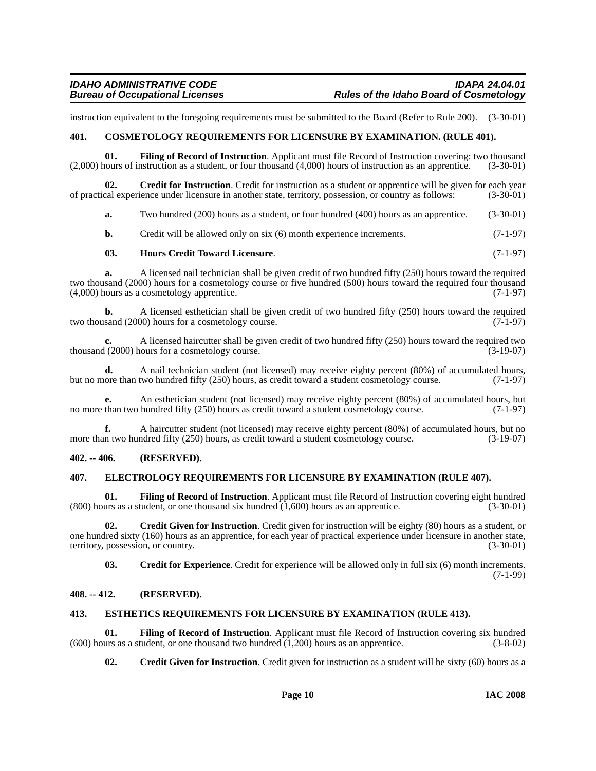instruction equivalent to the foregoing requirements must be submitted to the Board (Refer to Rule 200). (3-30-01)

## 401. COSMETOLOGY REQUIREMENTS FOR LICENSURE BY EXAMINATION. (RULE 401).

**01. Filing of Record of Instruction**. Applicant must file Record of Instruction covering: two thousand (2,000) hours of instruction as a student, or four thousand (4,000) hours of instruction as an apprentice. (3-30-01)

**02. Credit for Instruction**. Credit for instruction as a student or apprentice will be given for each year of practical experience under licensure in another state, territory, possession, or country as follows: (3-30-01)

**a.** Two hundred (200) hours as a student, or four hundred (400) hours as an apprentice. (3-30-01)

**b.** Credit will be allowed only on six (6) month experience increments. (7-1-97)

**03. Hours Credit Toward Licensure**. (7-1-97)

**a.** A licensed nail technician shall be given credit of two hundred fifty (250) hours toward the required two thousand (2000) hours for a cosmetology course or five hundred (500) hours toward the required four thousand (4,000) hours as a cosmetology apprentice. (7-1-97)

**b.** A licensed esthetician shall be given credit of two hundred fifty (250) hours toward the required two thousand (2000) hours for a cosmetology course. (7-1-97)

**c.** A licensed haircutter shall be given credit of two hundred fifty (250) hours toward the required two thousand (2000) hours for a cosmetology course. (3-19-07)

**d.** A nail technician student (not licensed) may receive eighty percent (80%) of accumulated hours, but no more than two hundred fifty (250) hours, as credit toward a student cosmetology course. (7-1-97)

**e.** An esthetician student (not licensed) may receive eighty percent (80%) of accumulated hours, but no more than two hundred fifty (250) hours as credit toward a student cosmetology course. (7-1-97)

**f.** A haircutter student (not licensed) may receive eighty percent (80%) of accumulated hours, but no more than two hundred fifty (250) hours, as credit toward a student cosmetology course. (3-19-07)

## 402. -- 406. (RESERVED).

## 407. ELECTROLOGY REQUIREMENTS FOR LICENSURE BY EXAMINATION (RULE 407).

**01. Filing of Record of Instruction**. Applicant must file Record of Instruction covering eight hundred (800) hours as a student, or one thousand six hundred (1,600) hours as an apprentice. (3-30-01)

**02. Credit Given for Instruction**. Credit given for instruction will be eighty (80) hours as a student, or one hundred sixty (160) hours as an apprentice, for each year of practical experience under licensure in another state, territory, possession, or country. (3-30-01)

**03. Credit for Experience**. Credit for experience will be allowed only in full six (6) month increments. (7-1-99)

## 408. -- 412. (RESERVED).

## 413. ESTHETICS REQUIREMENTS FOR LICENSURE BY EXAMINATION (RULE 413).

**01. Filing of Record of Instruction**. Applicant must file Record of Instruction covering six hundred (600) hours as a student, or one thousand two hundred (1,200) hours as an apprentice. (3-8-02)

**02. Credit Given for Instruction**. Credit given for instruction as a student will be sixty (60) hours as a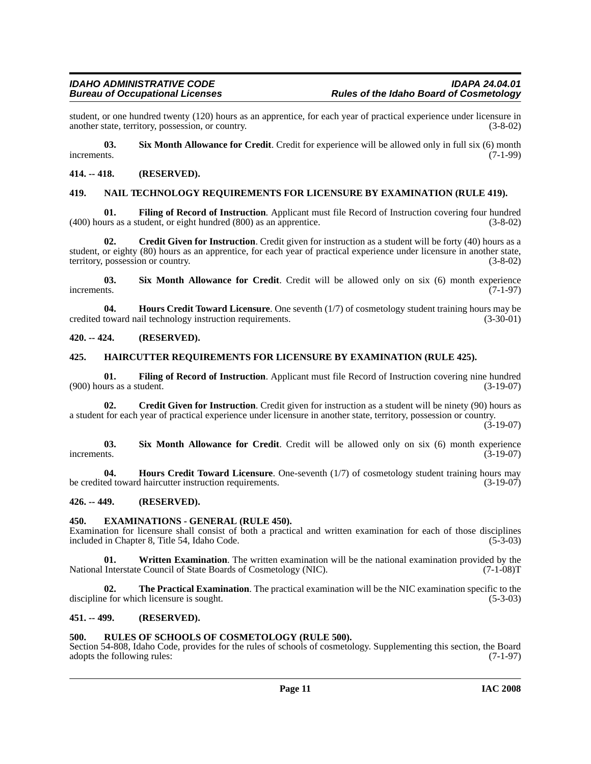student, or one hundred twenty (120) hours as an apprentice, for each year of practical experience under licensure in another state, territory, possession, or country. (3-8-02)

**03. Six Month Allowance for Credit**. Credit for experience will be allowed only in full six (6) month increments. (7-1-99)

## 414. -- 418. (RESERVED).

## 419. NAIL TECHNOLOGY REQUIREMENTS FOR LICENSURE BY EXAMINATION (RULE 419).

**01. Filing of Record of Instruction**. Applicant must file Record of Instruction covering four hundred (400) hours as a student, or eight hundred (800) as an apprentice. (3-8-02)

**02. Credit Given for Instruction**. Credit given for instruction as a student will be forty (40) hours as a student, or eighty (80) hours as an apprentice, for each year of practical experience under licensure in another state, territory, possession or country. (3-8-02)

**03. Six Month Allowance for Credit**. Credit will be allowed only on six (6) month experience increments. (7-1-97)

**04. Hours Credit Toward Licensure**. One seventh (1/7) of cosmetology student training hours may be credited toward nail technology instruction requirements. (3-30-01)

## 420. -- 424. (RESERVED).

## 425. HAIRCUTTER REQUIREMENTS FOR LICENSURE BY EXAMINATION (RULE 425).

**01. Filing of Record of Instruction**. Applicant must file Record of Instruction covering nine hundred (900) hours as a student. (3-19-07)

**02. Credit Given for Instruction**. Credit given for instruction as a student will be ninety (90) hours as a student for each year of practical experience under licensure in another state, territory, possession or country. (3-19-07)

**03. Six Month Allowance for Credit**. Credit will be allowed only on six (6) month experience increments. (3-19-07)

**04. Hours Credit Toward Licensure**. One-seventh (1/7) of cosmetology student training hours may be credited toward haircutter instruction requirements. (3-19-07)

## 426. -- 449. (RESERVED).

## 450. EXAMINATIONS - GENERAL (RULE 450).

Examination for licensure shall consist of both a practical and written examination for each of those disciplines included in Chapter 8, Title 54, Idaho Code. (5-3-03)

**01. Written Examination**. The written examination will be the national examination provided by the National Interstate Council of State Boards of Cosmetology (NIC). (7-1-08)T

**02. The Practical Examination**. The practical examination will be the NIC examination specific to the discipline for which licensure is sought. (5-3-03)

## 451. -- 499. (RESERVED).

## 500. RULES OF SCHOOLS OF COSMETOLOGY (RULE 500).

Section 54-808, Idaho Code, provides for the rules of schools of cosmetology. Supplementing this section, the Board adopts the following rules: (7-1-97)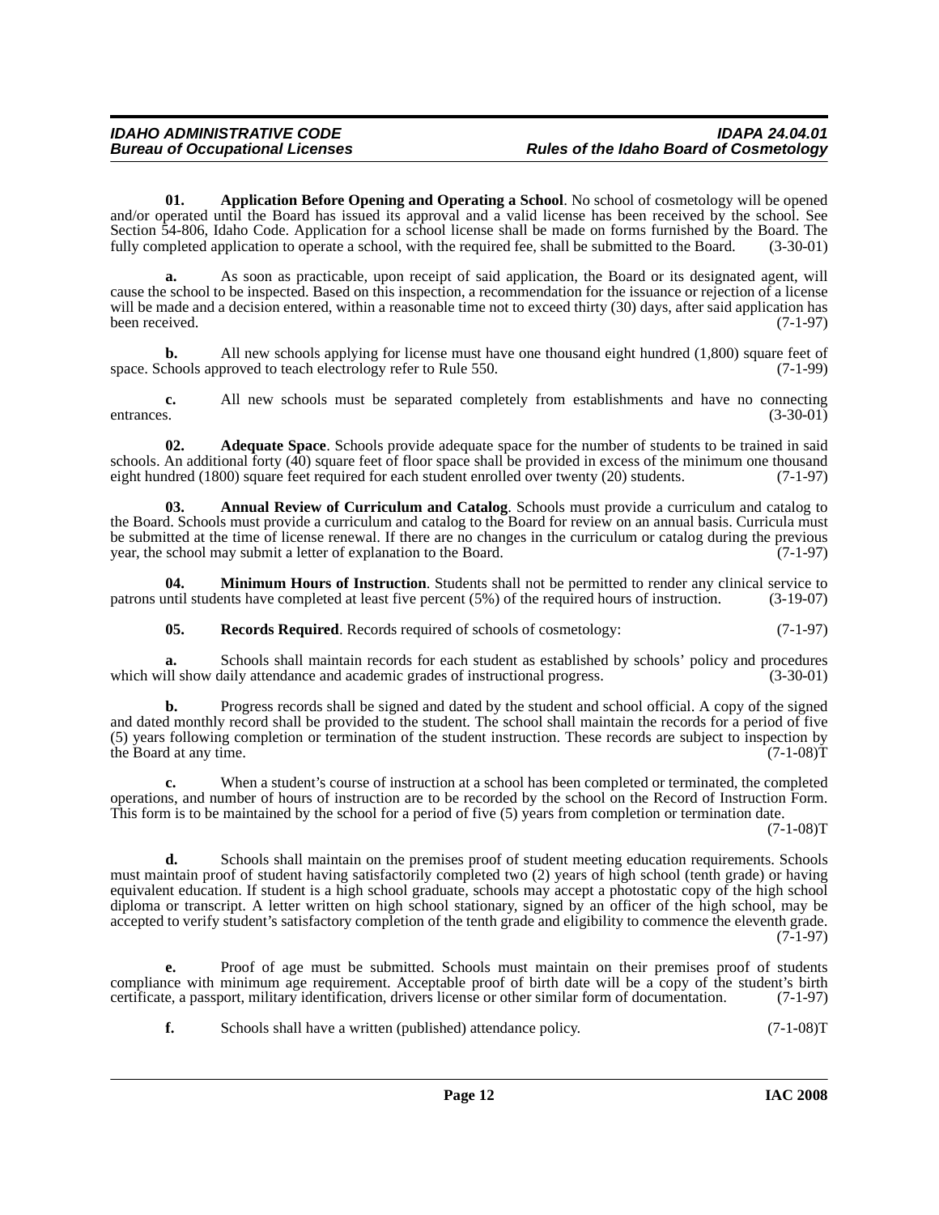**01. Application Before Opening and Operating a School**. No school of cosmetology will be opened and/or operated until the Board has issued its approval and a valid license has been received by the school. See Section 54-806, Idaho Code. Application for a school license shall be made on forms furnished by the Board. The fully completed application to operate a school, with the required fee, shall be submitted to the Board. (3-30-01)

**a.** As soon as practicable, upon receipt of said application, the Board or its designated agent, will cause the school to be inspected. Based on this inspection, a recommendation for the issuance or rejection of a license will be made and a decision entered, within a reasonable time not to exceed thirty (30) days, after said application has been received. (7-1-97)

**b.** All new schools applying for license must have one thousand eight hundred (1,800) square feet of space. Schools approved to teach electrology refer to Rule 550. (7-1-99)

**c.** All new schools must be separated completely from establishments and have no connecting entrances. (3-30-01)

**02. Adequate Space**. Schools provide adequate space for the number of students to be trained in said schools. An additional forty (40) square feet of floor space shall be provided in excess of the minimum one thousand eight hundred (1800) square feet required for each student enrolled over twenty (20) students. (7-1-97)

**03. Annual Review of Curriculum and Catalog**. Schools must provide a curriculum and catalog to the Board. Schools must provide a curriculum and catalog to the Board for review on an annual basis. Curricula must be submitted at the time of license renewal. If there are no changes in the curriculum or catalog during the previous year, the school may submit a letter of explanation to the Board. (7-1-97)

**04. Minimum Hours of Instruction**. Students shall not be permitted to render any clinical service to patrons until students have completed at least five percent (5%) of the required hours of instruction. (3-19-07)

**05. Records Required**. Records required of schools of cosmetology: (7-1-97)

**a.** Schools shall maintain records for each student as established by schools' policy and procedures which will show daily attendance and academic grades of instructional progress. (3-30-01)

**b.** Progress records shall be signed and dated by the student and school official. A copy of the signed and dated monthly record shall be provided to the student. The school shall maintain the records for a period of five (5) years following completion or termination of the student instruction. These records are subject to inspection by the Board at any time. (7-1-08)T

**c.** When a student's course of instruction at a school has been completed or terminated, the completed operations, and number of hours of instruction are to be recorded by the school on the Record of Instruction Form. This form is to be maintained by the school for a period of five (5) years from completion or termination date. (7-1-08)T

**d.** Schools shall maintain on the premises proof of student meeting education requirements. Schools must maintain proof of student having satisfactorily completed two (2) years of high school (tenth grade) or having equivalent education. If student is a high school graduate, schools may accept a photostatic copy of the high school diploma or transcript. A letter written on high school stationary, signed by an officer of the high school, may be accepted to verify student's satisfactory completion of the tenth grade and eligibility to commence the eleventh grade. (7-1-97)

**e.** Proof of age must be submitted. Schools must maintain on their premises proof of students compliance with minimum age requirement. Acceptable proof of birth date will be a copy of the student's birth certificate, a passport, military identification, drivers license or other similar form of documentation. (7-1-97)

**f.** Schools shall have a written (published) attendance policy. (7-1-08)T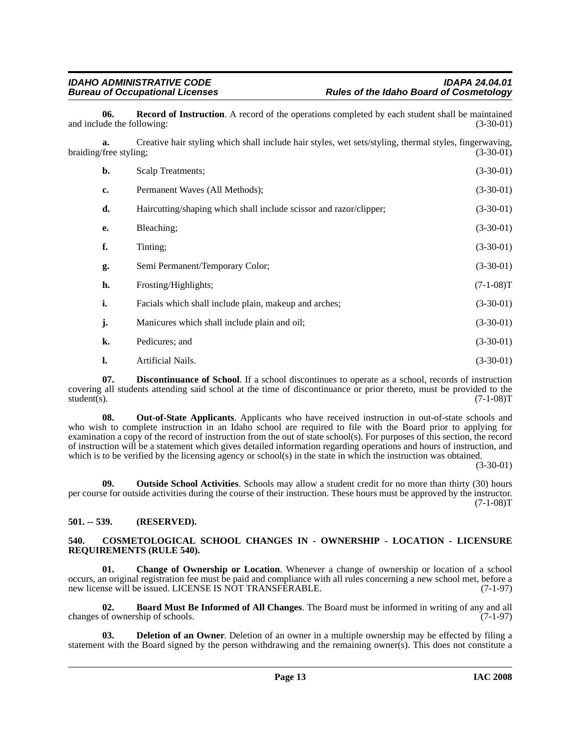**06. Record of Instruction**. A record of the operations completed by each student shall be maintained and include the following: (3-30-01)

**a.** Creative hair styling which shall include hair styles, wet sets/styling, thermal styles, fingerwaving, braiding/free styling; (3-30-01)

**b.** Scalp Treatments; (3-30-01)

**c.** Permanent Waves (All Methods); (3-30-01)

**d.** Haircutting/shaping which shall include scissor and razor/clipper; (3-30-01)

**e.** Bleaching; (3-30-01)

**f.** Tinting; (3-30-01)

**g.** Semi Permanent/Temporary Color; (3-30-01)

**h.** Frosting/Highlights; (7-1-08)T

**i.** Facials which shall include plain, makeup and arches; (3-30-01)

**j.** Manicures which shall include plain and oil; (3-30-01)

**k.** Pedicures; and (3-30-01)

**l.** Artificial Nails. (3-30-01)

**07. Discontinuance of School**. If a school discontinues to operate as a school, records of instruction covering all students attending said school at the time of discontinuance or prior thereto, must be provided to the student(s). (7-1-08)T

**08. Out-of-State Applicants**. Applicants who have received instruction in out-of-state schools and who wish to complete instruction in an Idaho school are required to file with the Board prior to applying for examination a copy of the record of instruction from the out of state school(s). For purposes of this section, the record of instruction will be a statement which gives detailed information regarding operations and hours of instruction, and which is to be verified by the licensing agency or school(s) in the state in which the instruction was obtained. (3-30-01)

**09. Outside School Activities**. Schools may allow a student credit for no more than thirty (30) hours per course for outside activities during the course of their instruction. These hours must be approved by the instructor. (7-1-08)T

## 501. -- 539. (RESERVED).

## 540. COSMETOLOGICAL SCHOOL CHANGES IN - OWNERSHIP - LOCATION - LICENSURE REQUIREMENTS (RULE 540).

**01. Change of Ownership or Location**. Whenever a change of ownership or location of a school occurs, an original registration fee must be paid and compliance with all rules concerning a new school met, before a new license will be issued. LICENSE IS NOT TRANSFERABLE. (7-1-97)

**02. Board Must Be Informed of All Changes**. The Board must be informed in writing of any and all changes of ownership of schools. (7-1-97)

**03. Deletion of an Owner**. Deletion of an owner in a multiple ownership may be effected by filing a statement with the Board signed by the person withdrawing and the remaining owner(s). This does not constitute a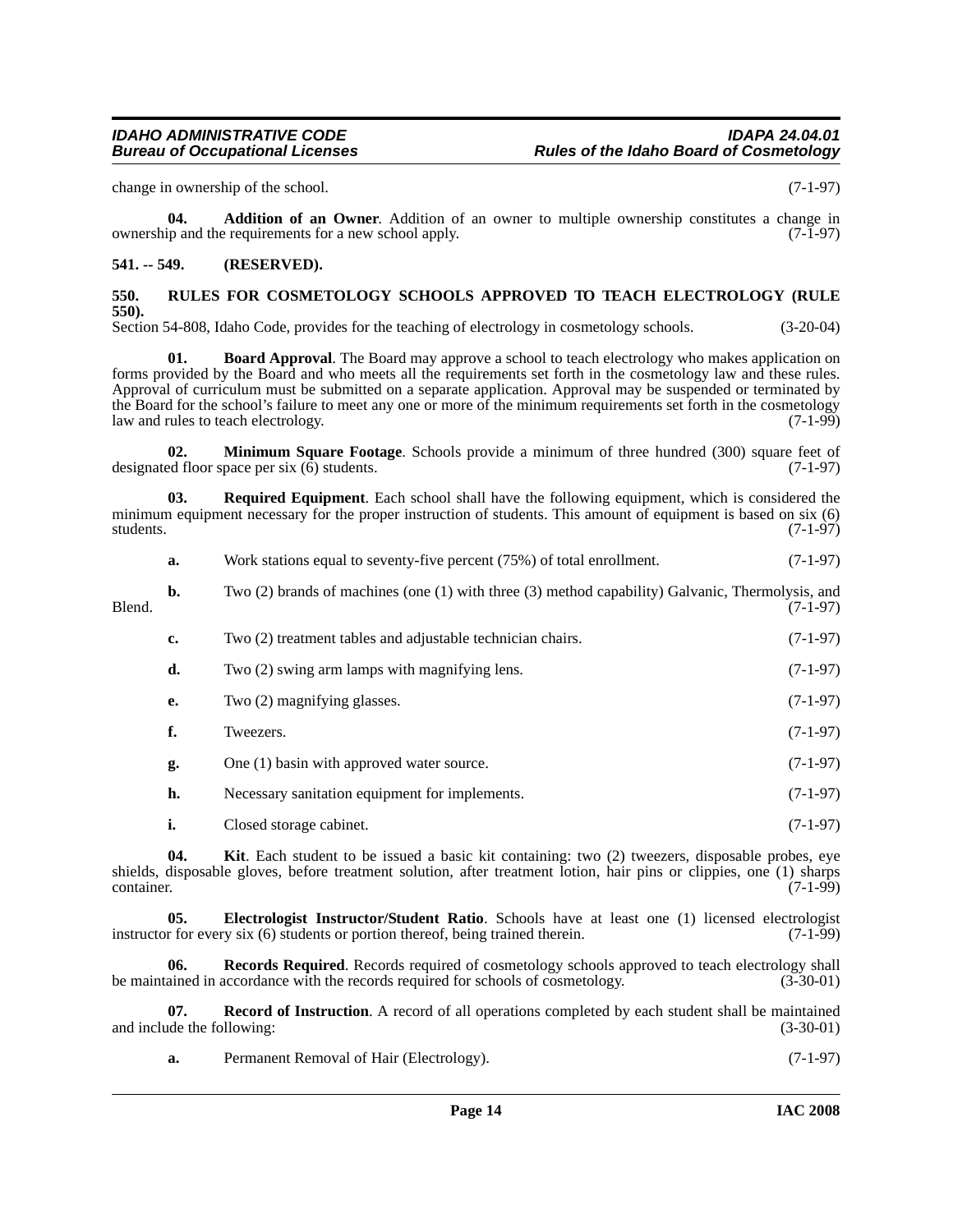change in ownership of the school. (7-1-97)

**04. Addition of an Owner**. Addition of an owner to multiple ownership constitutes a change in ownership and the requirements for a new school apply. (7-1-97)

**541. -- 549. (RESERVED).**

**550. RULES FOR COSMETOLOGY SCHOOLS APPROVED TO TEACH ELECTROLOGY (RULE 550).**

Section 54-808, Idaho Code, provides for the teaching of electrology in cosmetology schools. (3-20-04)

**01. Board Approval**. The Board may approve a school to teach electrology who makes application on forms provided by the Board and who meets all the requirements set forth in the cosmetology law and these rules. Approval of curriculum must be submitted on a separate application. Approval may be suspended or terminated by the Board for the school's failure to meet any one or more of the minimum requirements set forth in the cosmetology law and rules to teach electrology. (7-1-99)

**02. Minimum Square Footage**. Schools provide a minimum of three hundred (300) square feet of designated floor space per six (6) students. (7-1-97)

**03. Required Equipment**. Each school shall have the following equipment, which is considered the minimum equipment necessary for the proper instruction of students. This amount of equipment is based on six (6) students. (7-1-97)

**a.** Work stations equal to seventy-five percent (75%) of total enrollment. (7-1-97)

**b.** Two (2) brands of machines (one (1) with three (3) method capability) Galvanic, Thermolysis, and Blend. (7-1-97)

**c.** Two (2) treatment tables and adjustable technician chairs. (7-1-97)

**d.** Two (2) swing arm lamps with magnifying lens. (7-1-97)

**e.** Two (2) magnifying glasses. (7-1-97)

**f.** Tweezers. (7-1-97)

**g.** One (1) basin with approved water source. (7-1-97)

**h.** Necessary sanitation equipment for implements. (7-1-97)

**i.** Closed storage cabinet. (7-1-97)

**04. Kit**. Each student to be issued a basic kit containing: two (2) tweezers, disposable probes, eye shields, disposable gloves, before treatment solution, after treatment lotion, hair pins or clippies, one (1) sharps container. (7-1-99)

**05. Electrologist Instructor/Student Ratio**. Schools have at least one (1) licensed electrologist instructor for every six (6) students or portion thereof, being trained therein. (7-1-99)

**06. Records Required**. Records required of cosmetology schools approved to teach electrology shall be maintained in accordance with the records required for schools of cosmetology. (3-30-01)

**07. Record of Instruction**. A record of all operations completed by each student shall be maintained and include the following: (3-30-01)

**a.** Permanent Removal of Hair (Electrology). (7-1-97)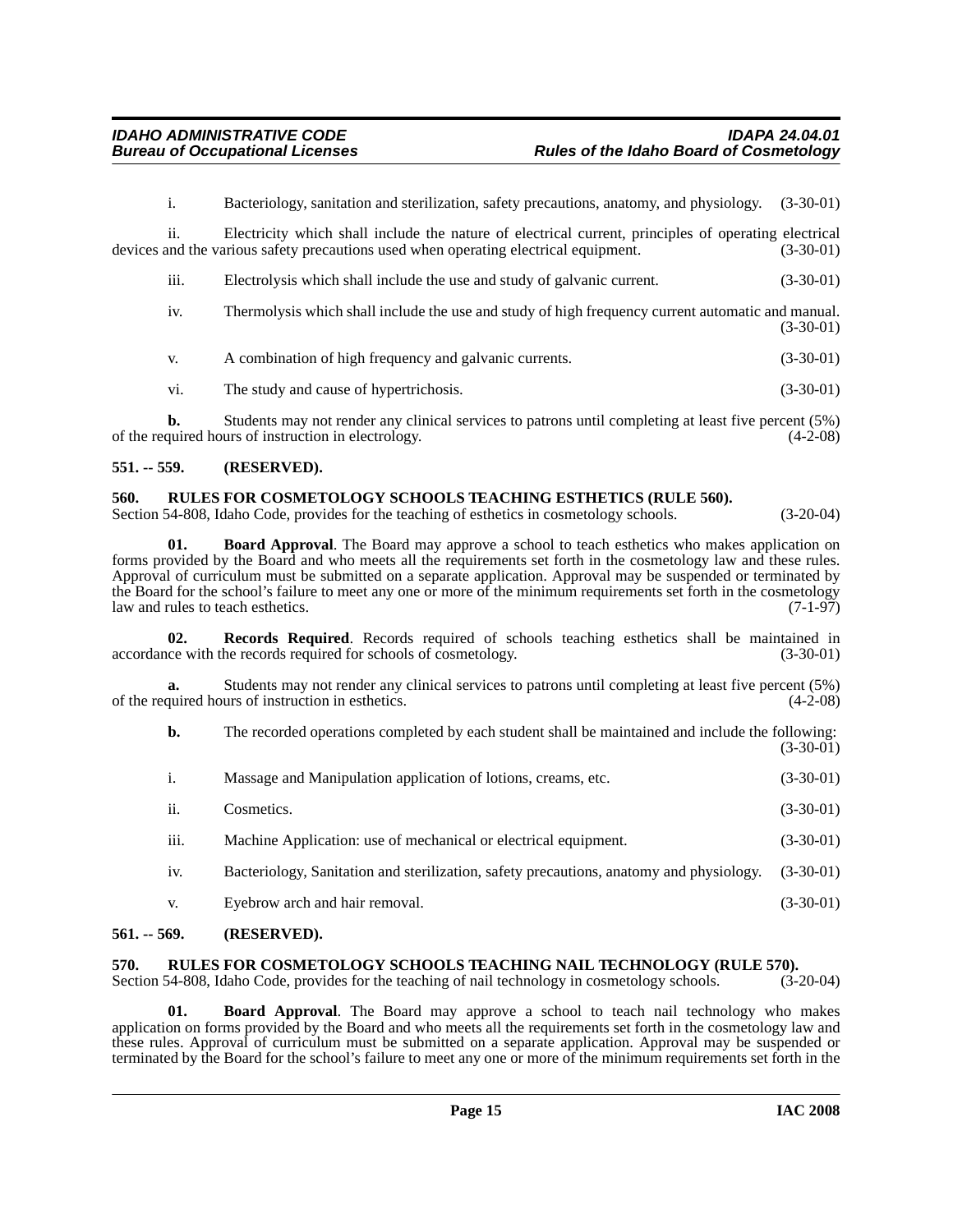i. Bacteriology, sanitation and sterilization, safety precautions, anatomy, and physiology. (3-30-01)

ii. Electricity which shall include the nature of electrical current, principles of operating electrical devices and the various safety precautions used when operating electrical equipment. (3-30-01)

iii. Electrolysis which shall include the use and study of galvanic current. (3-30-01)

iv. Thermolysis which shall include the use and study of high frequency current automatic and manual. (3-30-01)

v. A combination of high frequency and galvanic currents. (3-30-01)

vi. The study and cause of hypertrichosis. (3-30-01)

**b.** Students may not render any clinical services to patrons until completing at least five percent (5%) of the required hours of instruction in electrology. (4-2-08)

### 551. -- 559. (RESERVED).

### 560. RULES FOR COSMETOLOGY SCHOOLS TEACHING ESTHETICS (RULE 560).

Section 54-808, Idaho Code, provides for the teaching of esthetics in cosmetology schools. (3-20-04)

**01. Board Approval**. The Board may approve a school to teach esthetics who makes application on forms provided by the Board and who meets all the requirements set forth in the cosmetology law and these rules. Approval of curriculum must be submitted on a separate application. Approval may be suspended or terminated by the Board for the school's failure to meet any one or more of the minimum requirements set forth in the cosmetology law and rules to teach esthetics. (7-1-97)

**02. Records Required**. Records required of schools teaching esthetics shall be maintained in accordance with the records required for schools of cosmetology. (3-30-01)

**a.** Students may not render any clinical services to patrons until completing at least five percent (5%) of the required hours of instruction in esthetics. (4-2-08)

**b.** The recorded operations completed by each student shall be maintained and include the following: (3-30-01)

i. Massage and Manipulation application of lotions, creams, etc. (3-30-01)

ii. Cosmetics. (3-30-01)

iii. Machine Application: use of mechanical or electrical equipment. (3-30-01)

iv. Bacteriology, Sanitation and sterilization, safety precautions, anatomy and physiology. (3-30-01)

v. Eyebrow arch and hair removal. (3-30-01)

### 561. -- 569. (RESERVED).

### 570. RULES FOR COSMETOLOGY SCHOOLS TEACHING NAIL TECHNOLOGY (RULE 570).

Section 54-808, Idaho Code, provides for the teaching of nail technology in cosmetology schools. (3-20-04)

**01. Board Approval**. The Board may approve a school to teach nail technology who makes application on forms provided by the Board and who meets all the requirements set forth in the cosmetology law and these rules. Approval of curriculum must be submitted on a separate application. Approval may be suspended or terminated by the Board for the school's failure to meet any one or more of the minimum requirements set forth in the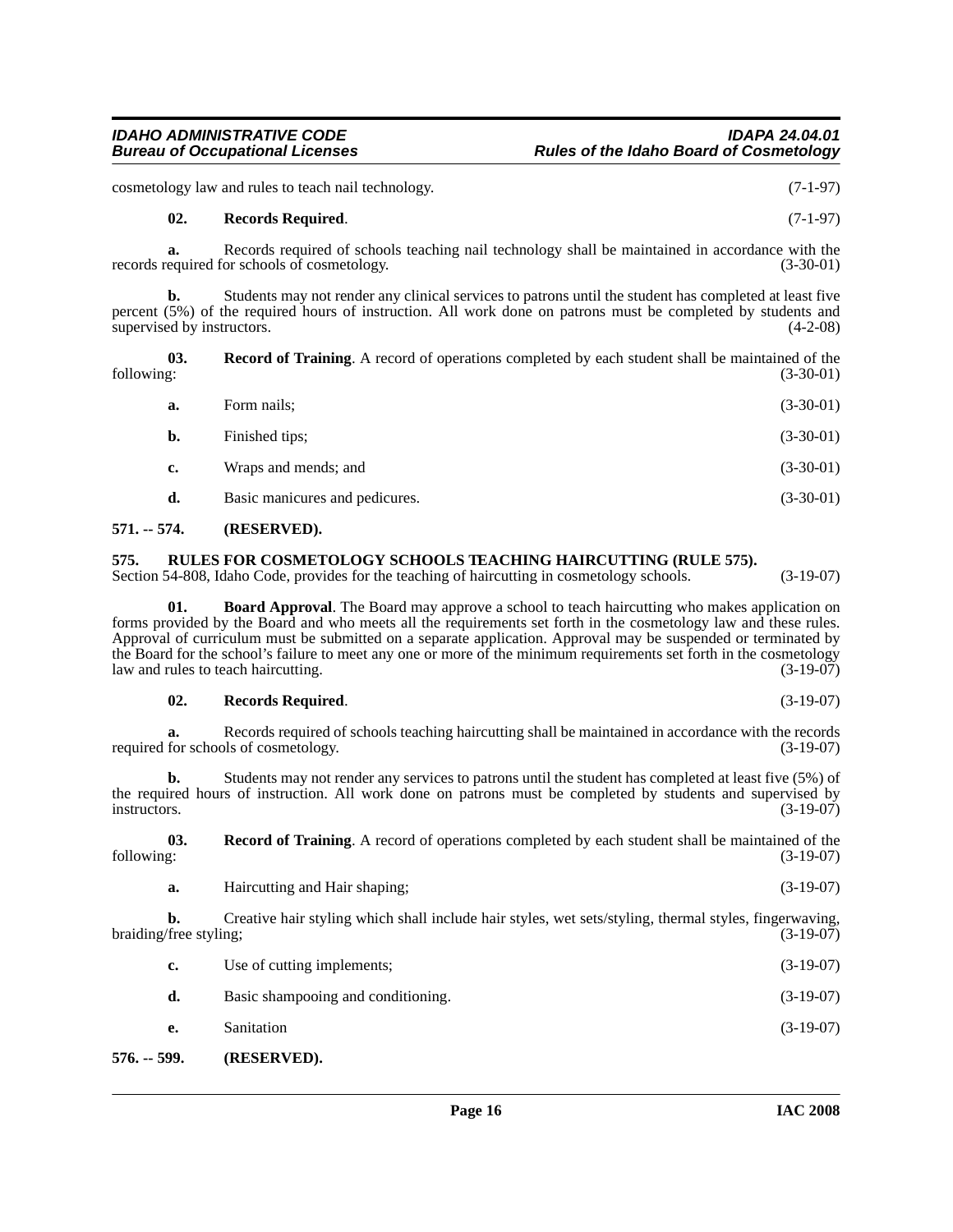cosmetology law and rules to teach nail technology. (7-1-97)

**02. Records Required**. (7-1-97)

**a.** Records required of schools teaching nail technology shall be maintained in accordance with the records required for schools of cosmetology. (3-30-01)

**b.** Students may not render any clinical services to patrons until the student has completed at least five percent (5%) of the required hours of instruction. All work done on patrons must be completed by students and supervised by instructors. (4-2-08)

**03. Record of Training**. A record of operations completed by each student shall be maintained of the following: (3-30-01)

**a.** Form nails; (3-30-01)

**b.** Finished tips; (3-30-01)

**c.** Wraps and mends; and (3-30-01)

**d.** Basic manicures and pedicures. (3-30-01)

## 571. -- 574. (RESERVED).

## 575. RULES FOR COSMETOLOGY SCHOOLS TEACHING HAIRCUTTING (RULE 575).

Section 54-808, Idaho Code, provides for the teaching of haircutting in cosmetology schools. (3-19-07)

**01. Board Approval**. The Board may approve a school to teach haircutting who makes application on forms provided by the Board and who meets all the requirements set forth in the cosmetology law and these rules. Approval of curriculum must be submitted on a separate application. Approval may be suspended or terminated by the Board for the school's failure to meet any one or more of the minimum requirements set forth in the cosmetology law and rules to teach haircutting. (3-19-07)

**02. Records Required**. (3-19-07)

**a.** Records required of schools teaching haircutting shall be maintained in accordance with the records required for schools of cosmetology. (3-19-07)

**b.** Students may not render any services to patrons until the student has completed at least five (5%) of the required hours of instruction. All work done on patrons must be completed by students and supervised by instructors. (3-19-07)

**03. Record of Training**. A record of operations completed by each student shall be maintained of the following: (3-19-07)

**a.** Haircutting and Hair shaping; (3-19-07)

**b.** Creative hair styling which shall include hair styles, wet sets/styling, thermal styles, fingerwaving, braiding/free styling; (3-19-07)

**c.** Use of cutting implements; (3-19-07)

**d.** Basic shampooing and conditioning. (3-19-07)

**e.** Sanitation (3-19-07)

## 576. -- 599. (RESERVED).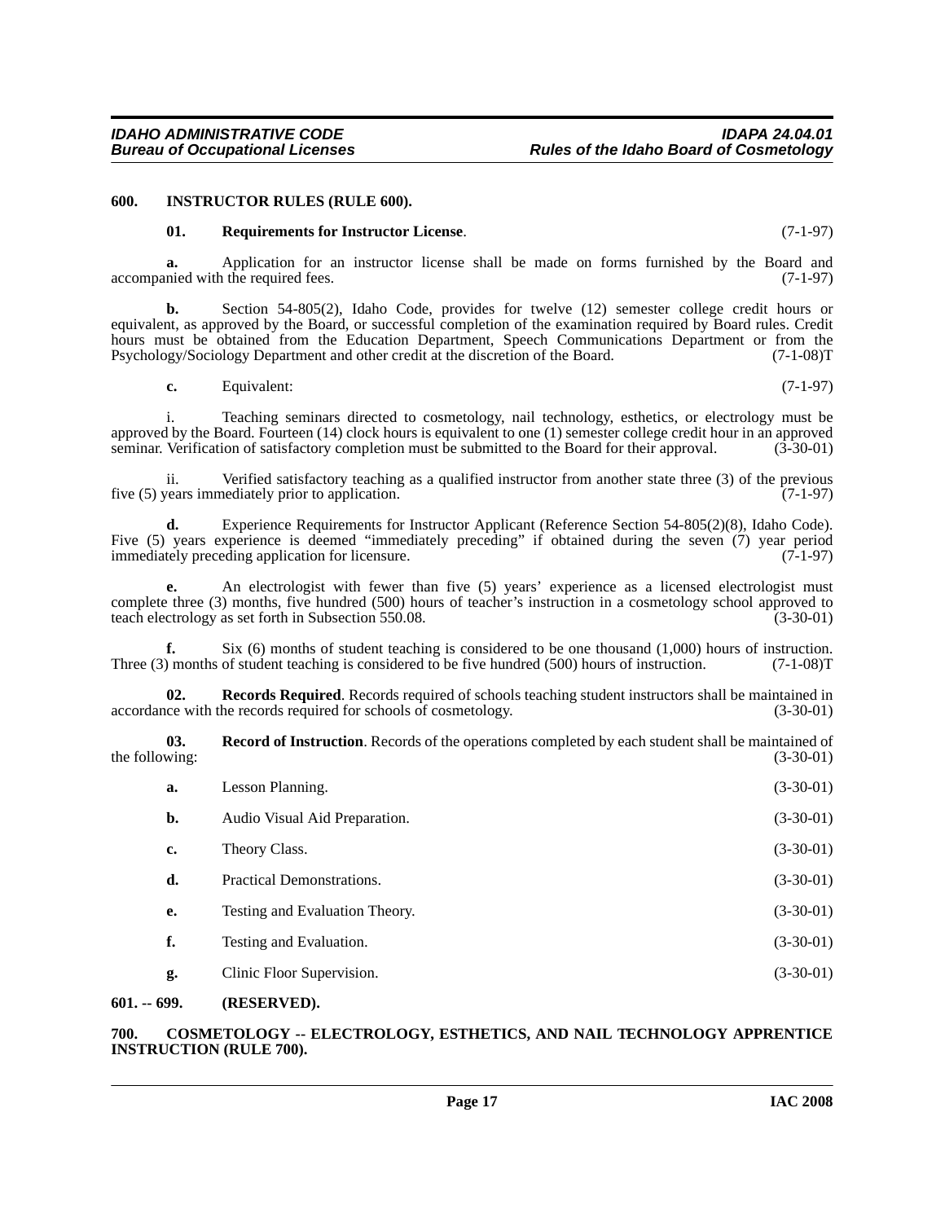## 600. INSTRUCTOR RULES (RULE 600).

**01. Requirements for Instructor License**. (7-1-97)

**a.** Application for an instructor license shall be made on forms furnished by the Board and accompanied with the required fees. (7-1-97)

**b.** Section 54-805(2), Idaho Code, provides for twelve (12) semester college credit hours or equivalent, as approved by the Board, or successful completion of the examination required by Board rules. Credit hours must be obtained from the Education Department, Speech Communications Department or from the Psychology/Sociology Department and other credit at the discretion of the Board. (7-1-08)T

**c.** Equivalent: (7-1-97)

i. Teaching seminars directed to cosmetology, nail technology, esthetics, or electrology must be approved by the Board. Fourteen (14) clock hours is equivalent to one (1) semester college credit hour in an approved seminar. Verification of satisfactory completion must be submitted to the Board for their approval. (3-30-01)

ii. Verified satisfactory teaching as a qualified instructor from another state three (3) of the previous five (5) years immediately prior to application. (7-1-97)

**d.** Experience Requirements for Instructor Applicant (Reference Section 54-805(2)(8), Idaho Code). Five (5) years experience is deemed "immediately preceding" if obtained during the seven (7) year period immediately preceding application for licensure. (7-1-97)

**e.** An electrologist with fewer than five (5) years' experience as a licensed electrologist must complete three (3) months, five hundred (500) hours of teacher's instruction in a cosmetology school approved to teach electrology as set forth in Subsection 550.08. (3-30-01)

**f.** Six (6) months of student teaching is considered to be one thousand (1,000) hours of instruction. Three (3) months of student teaching is considered to be five hundred (500) hours of instruction. (7-1-08)T

**02. Records Required**. Records required of schools teaching student instructors shall be maintained in accordance with the records required for schools of cosmetology. (3-30-01)

**03. Record of Instruction**. Records of the operations completed by each student shall be maintained of the following: (3-30-01)

**a.** Lesson Planning. (3-30-01)

**b.** Audio Visual Aid Preparation. (3-30-01)

**c.** Theory Class. (3-30-01)

**d.** Practical Demonstrations. (3-30-01)

**e.** Testing and Evaluation Theory. (3-30-01)

**f.** Testing and Evaluation. (3-30-01)

**g.** Clinic Floor Supervision. (3-30-01)

## 601. -- 699. (RESERVED).

## 700. COSMETOLOGY -- ELECTROLOGY, ESTHETICS, AND NAIL TECHNOLOGY APPRENTICE INSTRUCTION (RULE 700).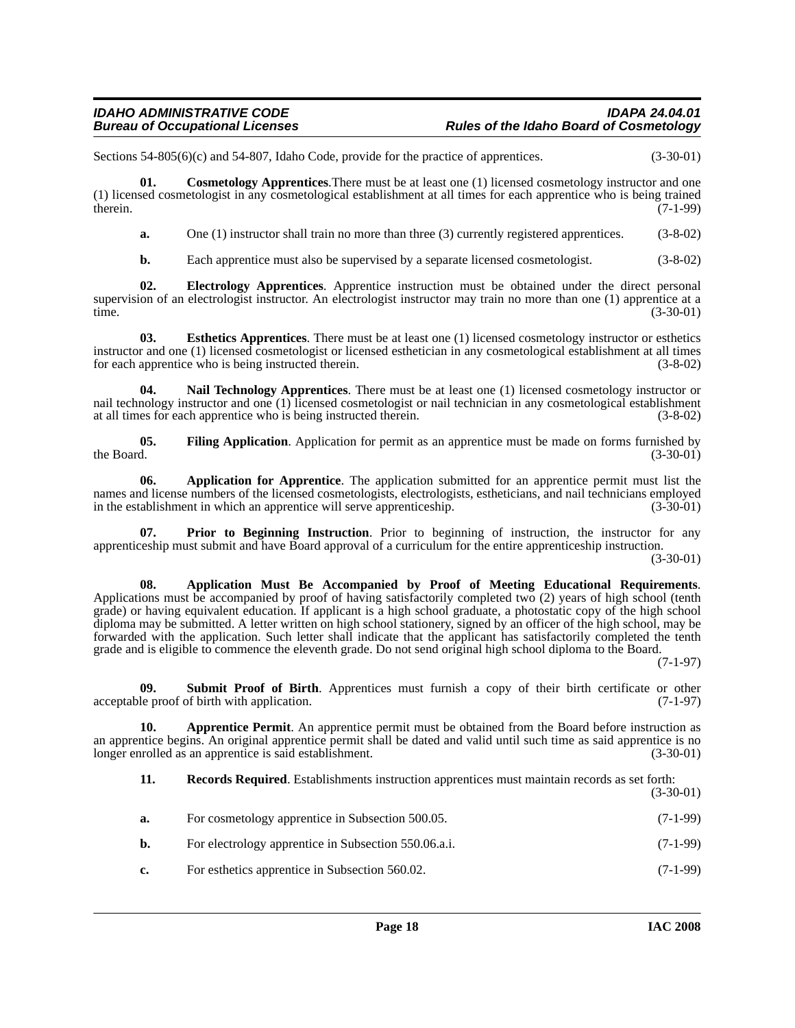Sections 54-805(6)(c) and 54-807, Idaho Code, provide for the practice of apprentices. (3-30-01)

**01. Cosmetology Apprentices**.There must be at least one (1) licensed cosmetology instructor and one (1) licensed cosmetologist in any cosmetological establishment at all times for each apprentice who is being trained therein. (7-1-99)

**a.** One (1) instructor shall train no more than three (3) currently registered apprentices. (3-8-02)

**b.** Each apprentice must also be supervised by a separate licensed cosmetologist. (3-8-02)

**02. Electrology Apprentices**. Apprentice instruction must be obtained under the direct personal supervision of an electrologist instructor. An electrologist instructor may train no more than one (1) apprentice at a time. (3-30-01)

**03. Esthetics Apprentices**. There must be at least one (1) licensed cosmetology instructor or esthetics instructor and one (1) licensed cosmetologist or licensed esthetician in any cosmetological establishment at all times for each apprentice who is being instructed therein. (3-8-02)

**04. Nail Technology Apprentices**. There must be at least one (1) licensed cosmetology instructor or nail technology instructor and one (1) licensed cosmetologist or nail technician in any cosmetological establishment at all times for each apprentice who is being instructed therein. (3-8-02)

**05. Filing Application**. Application for permit as an apprentice must be made on forms furnished by the Board. (3-30-01)

**06. Application for Apprentice**. The application submitted for an apprentice permit must list the names and license numbers of the licensed cosmetologists, electrologists, estheticians, and nail technicians employed in the establishment in which an apprentice will serve apprenticeship. (3-30-01)

**07. Prior to Beginning Instruction**. Prior to beginning of instruction, the instructor for any apprenticeship must submit and have Board approval of a curriculum for the entire apprenticeship instruction. (3-30-01)

**08. Application Must Be Accompanied by Proof of Meeting Educational Requirements**. Applications must be accompanied by proof of having satisfactorily completed two (2) years of high school (tenth grade) or having equivalent education. If applicant is a high school graduate, a photostatic copy of the high school diploma may be submitted. A letter written on high school stationery, signed by an officer of the high school, may be forwarded with the application. Such letter shall indicate that the applicant has satisfactorily completed the tenth grade and is eligible to commence the eleventh grade. Do not send original high school diploma to the Board. (7-1-97)

**09. Submit Proof of Birth**. Apprentices must furnish a copy of their birth certificate or other acceptable proof of birth with application. (7-1-97)

**10. Apprentice Permit**. An apprentice permit must be obtained from the Board before instruction as an apprentice begins. An original apprentice permit shall be dated and valid until such time as said apprentice is no longer enrolled as an apprentice is said establishment. (3-30-01)

**11. Records Required**. Establishments instruction apprentices must maintain records as set forth: (3-30-01)

**a.** For cosmetology apprentice in Subsection 500.05. (7-1-99)

**b.** For electrology apprentice in Subsection 550.06.a.i. (7-1-99)

**c.** For esthetics apprentice in Subsection 560.02. (7-1-99)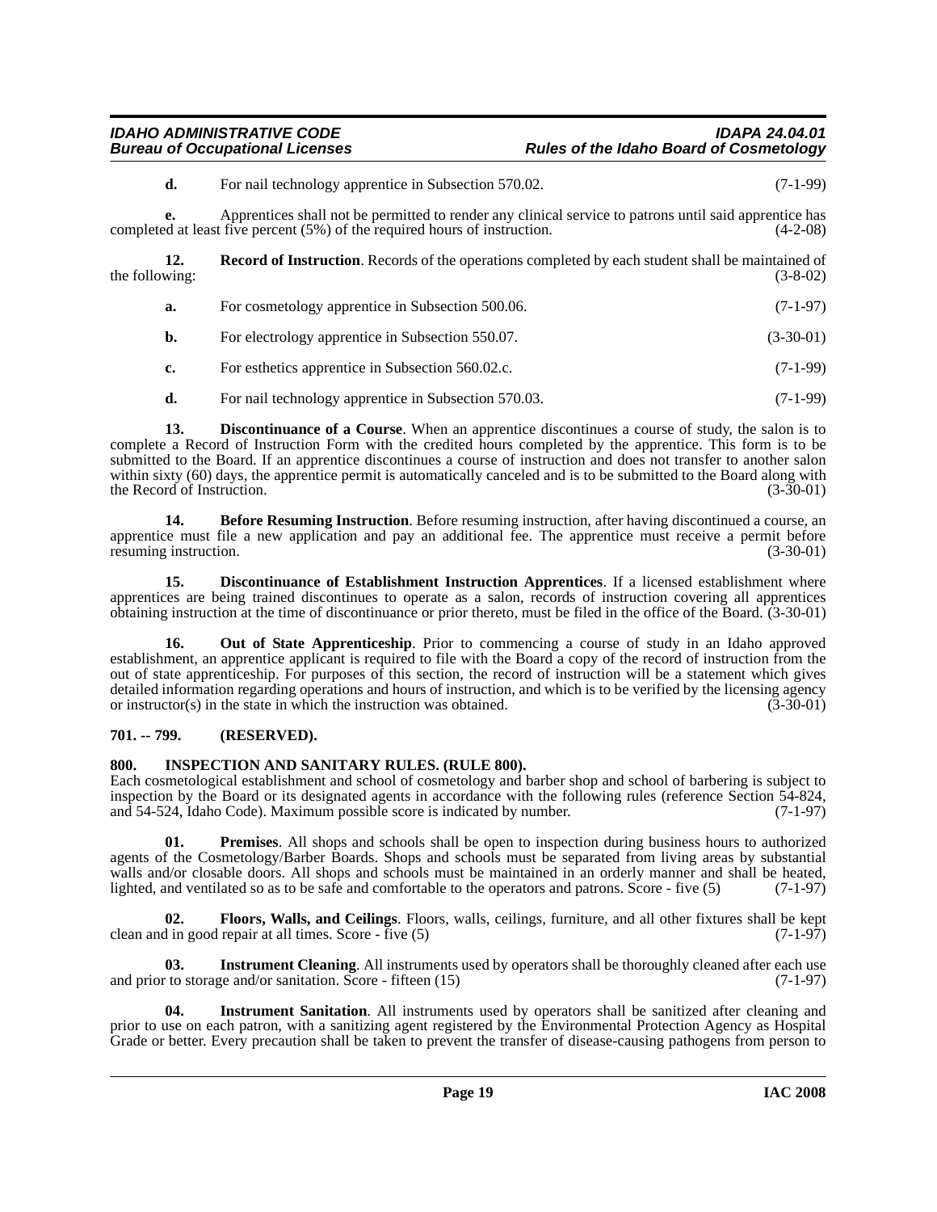**d.** For nail technology apprentice in Subsection 570.02. (7-1-99)

**e.** Apprentices shall not be permitted to render any clinical service to patrons until said apprentice has completed at least five percent (5%) of the required hours of instruction. (4-2-08)

**12. Record of Instruction**. Records of the operations completed by each student shall be maintained of the following: (3-8-02)

**a.** For cosmetology apprentice in Subsection 500.06. (7-1-97)

**b.** For electrology apprentice in Subsection 550.07. (3-30-01)

**c.** For esthetics apprentice in Subsection 560.02.c. (7-1-99)

**d.** For nail technology apprentice in Subsection 570.03. (7-1-99)

**13. Discontinuance of a Course**. When an apprentice discontinues a course of study, the salon is to complete a Record of Instruction Form with the credited hours completed by the apprentice. This form is to be submitted to the Board. If an apprentice discontinues a course of instruction and does not transfer to another salon within sixty (60) days, the apprentice permit is automatically canceled and is to be submitted to the Board along with the Record of Instruction. (3-30-01)

**14. Before Resuming Instruction**. Before resuming instruction, after having discontinued a course, an apprentice must file a new application and pay an additional fee. The apprentice must receive a permit before resuming instruction. (3-30-01)

**15. Discontinuance of Establishment Instruction Apprentices**. If a licensed establishment where apprentices are being trained discontinues to operate as a salon, records of instruction covering all apprentices obtaining instruction at the time of discontinuance or prior thereto, must be filed in the office of the Board. (3-30-01)

**16. Out of State Apprenticeship**. Prior to commencing a course of study in an Idaho approved establishment, an apprentice applicant is required to file with the Board a copy of the record of instruction from the out of state apprenticeship. For purposes of this section, the record of instruction will be a statement which gives detailed information regarding operations and hours of instruction, and which is to be verified by the licensing agency or instructor(s) in the state in which the instruction was obtained. (3-30-01)

## 701. -- 799. (RESERVED).

## 800. INSPECTION AND SANITARY RULES. (RULE 800).

Each cosmetological establishment and school of cosmetology and barber shop and school of barbering is subject to inspection by the Board or its designated agents in accordance with the following rules (reference Section 54-824, and 54-524, Idaho Code). Maximum possible score is indicated by number. (7-1-97)

**01. Premises**. All shops and schools shall be open to inspection during business hours to authorized agents of the Cosmetology/Barber Boards. Shops and schools must be separated from living areas by substantial walls and/or closable doors. All shops and schools must be maintained in an orderly manner and shall be heated, lighted, and ventilated so as to be safe and comfortable to the operators and patrons. Score - five (5) (7-1-97)

**02. Floors, Walls, and Ceilings**. Floors, walls, ceilings, furniture, and all other fixtures shall be kept clean and in good repair at all times. Score - five (5) (7-1-97)

**03. Instrument Cleaning**. All instruments used by operators shall be thoroughly cleaned after each use and prior to storage and/or sanitation. Score - fifteen (15) (7-1-97)

**04. Instrument Sanitation**. All instruments used by operators shall be sanitized after cleaning and prior to use on each patron, with a sanitizing agent registered by the Environmental Protection Agency as Hospital Grade or better. Every precaution shall be taken to prevent the transfer of disease-causing pathogens from person to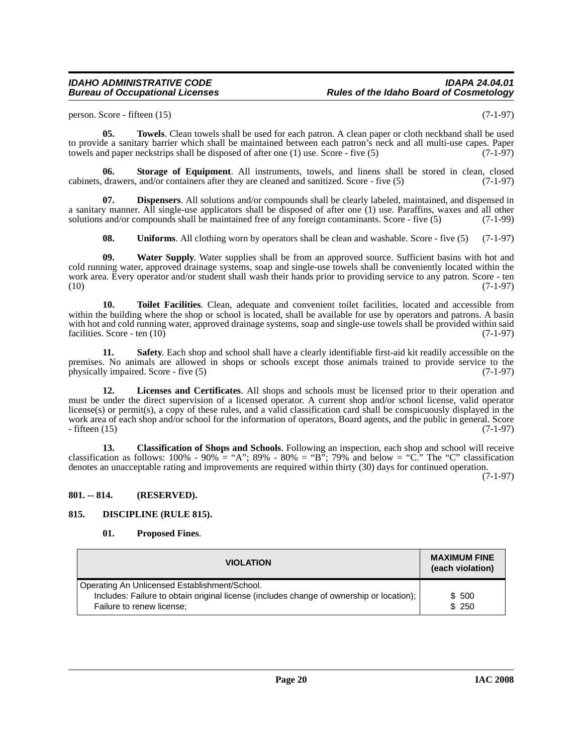person. Score - fifteen (15) (7-1-97)

**05. Towels**. Clean towels shall be used for each patron. A clean paper or cloth neckband shall be used to provide a sanitary barrier which shall be maintained between each patron's neck and all multi-use capes. Paper towels and paper neckstrips shall be disposed of after one (1) use. Score - five (5) (7-1-97)

**06. Storage of Equipment**. All instruments, towels, and linens shall be stored in clean, closed cabinets, drawers, and/or containers after they are cleaned and sanitized. Score - five (5) (7-1-97)

**07. Dispensers**. All solutions and/or compounds shall be clearly labeled, maintained, and dispensed in a sanitary manner. All single-use applicators shall be disposed of after one (1) use. Paraffins, waxes and all other solutions and/or compounds shall be maintained free of any foreign contaminants. Score - five (5) (7-1-99)

**08. Uniforms**. All clothing worn by operators shall be clean and washable. Score - five (5) (7-1-97)

**09. Water Supply**. Water supplies shall be from an approved source. Sufficient basins with hot and cold running water, approved drainage systems, soap and single-use towels shall be conveniently located within the work area. Every operator and/or student shall wash their hands prior to providing service to any patron. Score - ten (10) (7-1-97)

**10. Toilet Facilities**. Clean, adequate and convenient toilet facilities, located and accessible from within the building where the shop or school is located, shall be available for use by operators and patrons. A basin with hot and cold running water, approved drainage systems, soap and single-use towels shall be provided within said facilities. Score - ten (10) (7-1-97)

**11. Safety**. Each shop and school shall have a clearly identifiable first-aid kit readily accessible on the premises. No animals are allowed in shops or schools except those animals trained to provide service to the physically impaired. Score - five (5) (7-1-97)

**12. Licenses and Certificates**. All shops and schools must be licensed prior to their operation and must be under the direct supervision of a licensed operator. A current shop and/or school license, valid operator license(s) or permit(s), a copy of these rules, and a valid classification card shall be conspicuously displayed in the work area of each shop and/or school for the information of operators, Board agents, and the public in general. Score - fifteen (15) (7-1-97)

**13. Classification of Shops and Schools**. Following an inspection, each shop and school will receive classification as follows: 100% - 90% = "A"; 89% - 80% = "B"; 79% and below = "C." The "C" classification denotes an unacceptable rating and improvements are required within thirty (30) days for continued operation. (7-1-97)

## 801. -- 814. (RESERVED).

## 815. DISCIPLINE (RULE 815).

**01. Proposed Fines**.

| VIOLATION | MAXIMUM FINE (each violation) |
|---|---|
| Operating An Unlicensed Establishment/School. | |
| Includes: Failure to obtain original license (includes change of ownership or location); | $ 500 |
| Failure to renew license; | $ 250 |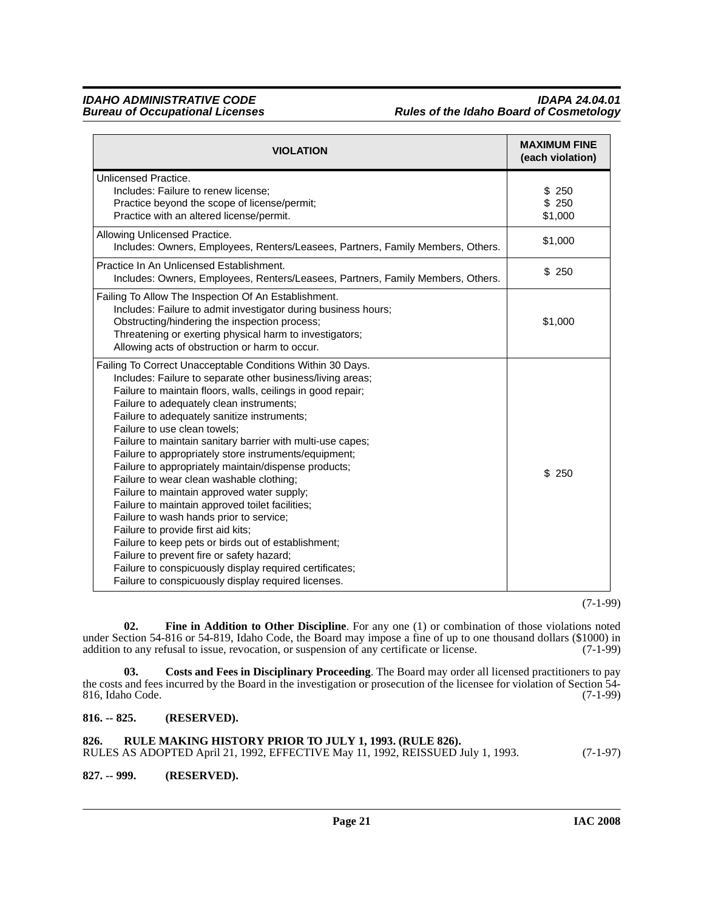| VIOLATION | MAXIMUM FINE (each violation) |
|---|---|
| Unlicensed Practice.<br>Includes: Failure to renew license;<br>Practice beyond the scope of license/permit;<br>Practice with an altered license/permit. | <br>$ 250<br>$ 250<br>$1,000 |
| Allowing Unlicensed Practice.<br>Includes: Owners, Employees, Renters/Leasees, Partners, Family Members, Others. | $1,000 |
| Practice In An Unlicensed Establishment.<br>Includes: Owners, Employees, Renters/Leasees, Partners, Family Members, Others. | $ 250 |
| Failing To Allow The Inspection Of An Establishment.<br>Includes: Failure to admit investigator during business hours;<br>Obstructing/hindering the inspection process;<br>Threatening or exerting physical harm to investigators;<br>Allowing acts of obstruction or harm to occur. | $1,000 |
| Failing To Correct Unacceptable Conditions Within 30 Days.<br>Includes: Failure to separate other business/living areas;<br>Failure to maintain floors, walls, ceilings in good repair;<br>Failure to adequately clean instruments;<br>Failure to adequately sanitize instruments;<br>Failure to use clean towels;<br>Failure to maintain sanitary barrier with multi-use capes;<br>Failure to appropriately store instruments/equipment;<br>Failure to appropriately maintain/dispense products;<br>Failure to wear clean washable clothing;<br>Failure to maintain approved water supply;<br>Failure to maintain approved toilet facilities;<br>Failure to wash hands prior to service;<br>Failure to provide first aid kits;<br>Failure to keep pets or birds out of establishment;<br>Failure to prevent fire or safety hazard;<br>Failure to conspicuously display required certificates;<br>Failure to conspicuously display required licenses. | $ 250 |

(7-1-99)

**02. Fine in Addition to Other Discipline**. For any one (1) or combination of those violations noted under Section 54-816 or 54-819, Idaho Code, the Board may impose a fine of up to one thousand dollars ($1000) in addition to any refusal to issue, revocation, or suspension of any certificate or license. (7-1-99)

**03. Costs and Fees in Disciplinary Proceeding**. The Board may order all licensed practitioners to pay the costs and fees incurred by the Board in the investigation or prosecution of the licensee for violation of Section 54-816, Idaho Code. (7-1-99)

**816. -- 825. (RESERVED).**

**826. RULE MAKING HISTORY PRIOR TO JULY 1, 1993. (RULE 826).**
RULES AS ADOPTED April 21, 1992, EFFECTIVE May 11, 1992, REISSUED July 1, 1993. (7-1-97)

**827. -- 999. (RESERVED).**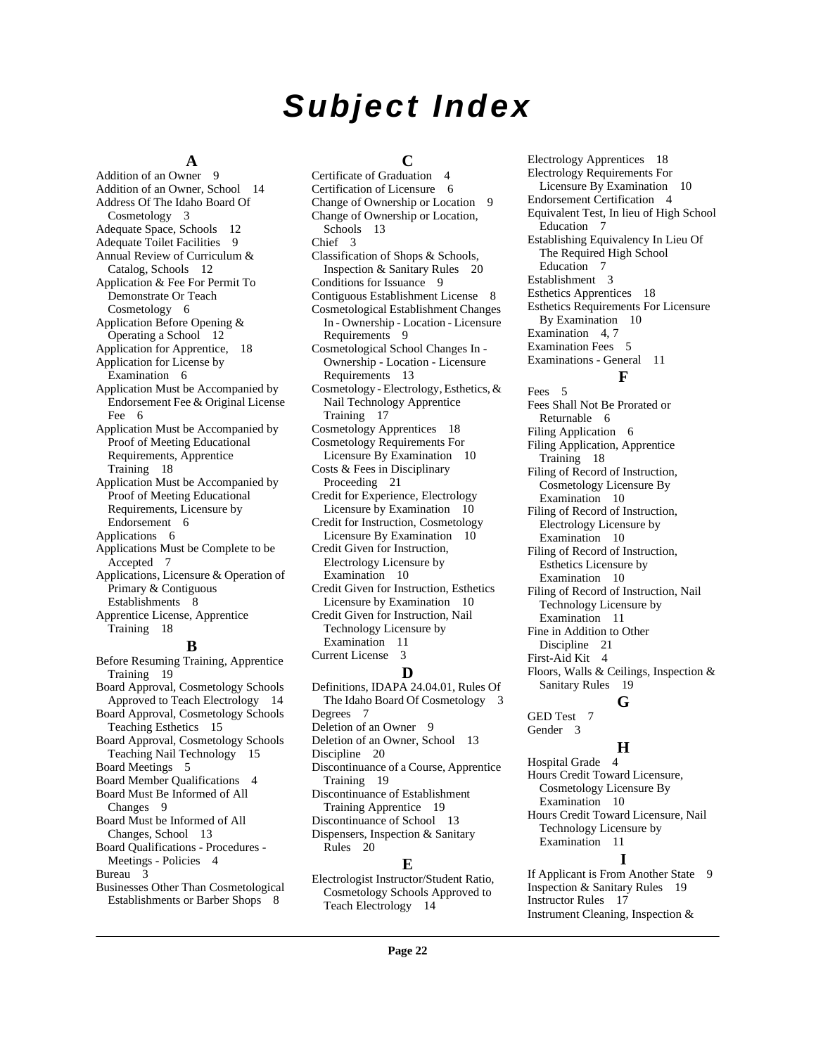# Subject Index

## A

Addition of an Owner 9
Addition of an Owner, School 14
Address Of The Idaho Board Of Cosmetology 3
Adequate Space, Schools 12
Adequate Toilet Facilities 9
Annual Review of Curriculum & Catalog, Schools 12
Application & Fee For Permit To Demonstrate Or Teach Cosmetology 6
Application Before Opening & Operating a School 12
Application for Apprentice, 18
Application for License by Examination 6
Application Must be Accompanied by Endorsement Fee & Original License Fee 6
Application Must be Accompanied by Proof of Meeting Educational Requirements, Apprentice Training 18
Application Must be Accompanied by Proof of Meeting Educational Requirements, Licensure by Endorsement 6
Applications 6
Applications Must be Complete to be Accepted 7
Applications, Licensure & Operation of Primary & Contiguous Establishments 8
Apprentice License, Apprentice Training 18

## B

Before Resuming Training, Apprentice Training 19
Board Approval, Cosmetology Schools Approved to Teach Electrology 14
Board Approval, Cosmetology Schools Teaching Esthetics 15
Board Approval, Cosmetology Schools Teaching Nail Technology 15
Board Meetings 5
Board Member Qualifications 4
Board Must Be Informed of All Changes 9
Board Must be Informed of All Changes, School 13
Board Qualifications - Procedures - Meetings - Policies 4
Bureau 3
Businesses Other Than Cosmetological Establishments or Barber Shops 8

## C

Certificate of Graduation 4
Certification of Licensure 6
Change of Ownership or Location 9
Change of Ownership or Location, Schools 13
Chief 3
Classification of Shops & Schools, Inspection & Sanitary Rules 20
Conditions for Issuance 9
Contiguous Establishment License 8
Cosmetological Establishment Changes In - Ownership - Location - Licensure Requirements 9
Cosmetological School Changes In - Ownership - Location - Licensure Requirements 13
Cosmetology - Electrology, Esthetics, & Nail Technology Apprentice Training 17
Cosmetology Apprentices 18
Cosmetology Requirements For Licensure By Examination 10
Costs & Fees in Disciplinary Proceeding 21
Credit for Experience, Electrology Licensure by Examination 10
Credit for Instruction, Cosmetology Licensure By Examination 10
Credit Given for Instruction, Electrology Licensure by Examination 10
Credit Given for Instruction, Esthetics Licensure by Examination 10
Credit Given for Instruction, Nail Technology Licensure by Examination 11
Current License 3

## D

Definitions, IDAPA 24.04.01, Rules Of The Idaho Board Of Cosmetology 3
Degrees 7
Deletion of an Owner 9
Deletion of an Owner, School 13
Discipline 20
Discontinuance of a Course, Apprentice Training 19
Discontinuance of Establishment Training Apprentice 19
Discontinuance of School 13
Dispensers, Inspection & Sanitary Rules 20

## E

Electrologist Instructor/Student Ratio, Cosmetology Schools Approved to Teach Electrology 14
Electrology Apprentices 18
Electrology Requirements For Licensure By Examination 10
Endorsement Certification 4
Equivalent Test, In lieu of High School Education 7
Establishing Equivalency In Lieu Of The Required High School Education 7
Establishment 3
Esthetics Apprentices 18
Esthetics Requirements For Licensure By Examination 10
Examination 4, 7
Examination Fees 5
Examinations - General 11

## F

Fees 5
Fees Shall Not Be Prorated or Returnable 6
Filing Application 6
Filing Application, Apprentice Training 18
Filing of Record of Instruction, Cosmetology Licensure By Examination 10
Filing of Record of Instruction, Electrology Licensure by Examination 10
Filing of Record of Instruction, Esthetics Licensure by Examination 10
Filing of Record of Instruction, Nail Technology Licensure by Examination 11
Fine in Addition to Other Discipline 21
First-Aid Kit 4
Floors, Walls & Ceilings, Inspection & Sanitary Rules 19

## G

GED Test 7
Gender 3

## H

Hospital Grade 4
Hours Credit Toward Licensure, Cosmetology Licensure By Examination 10
Hours Credit Toward Licensure, Nail Technology Licensure by Examination 11

## I

If Applicant is From Another State 9
Inspection & Sanitary Rules 19
Instructor Rules 17
Instrument Cleaning, Inspection &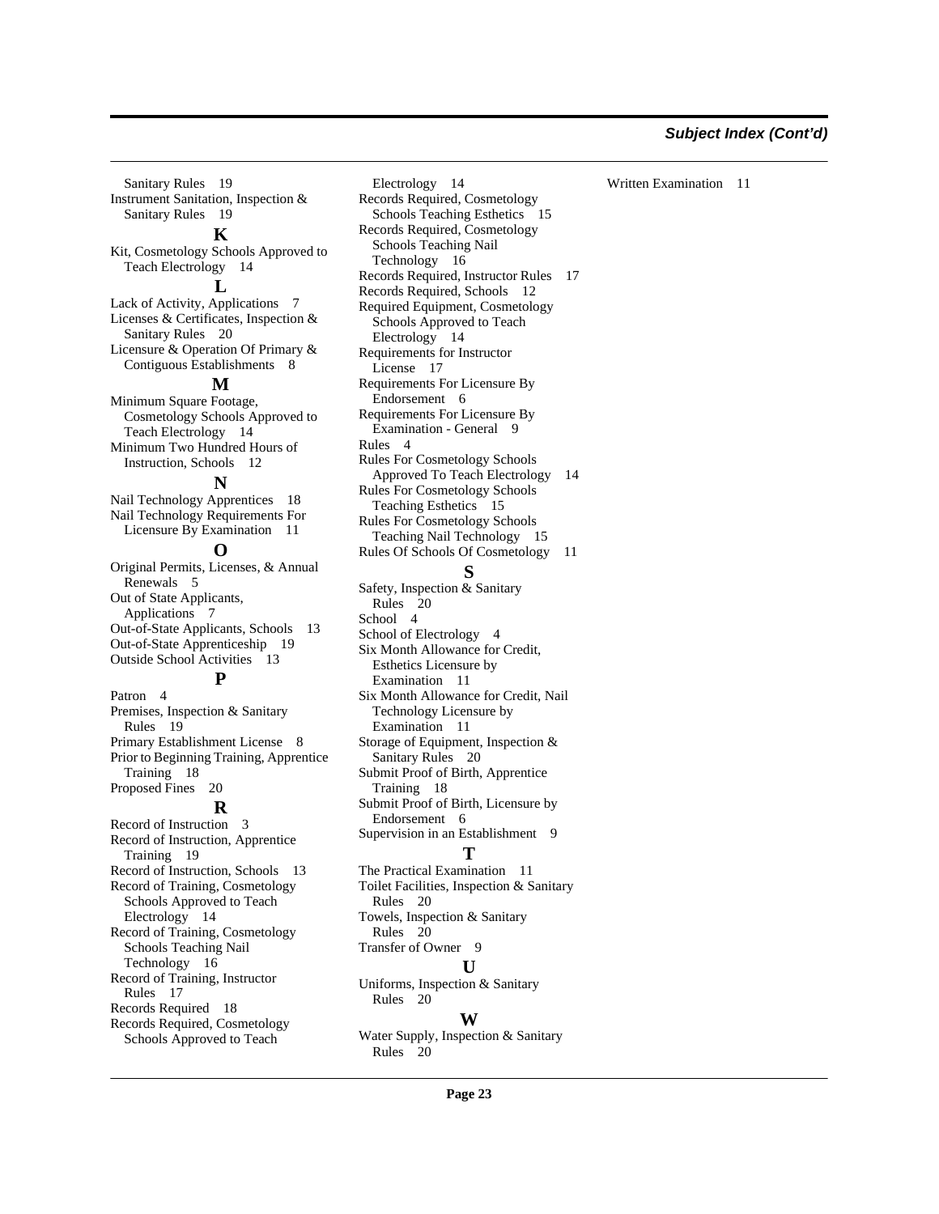## Subject Index (Cont'd)

Sanitary Rules 19

Instrument Sanitation, Inspection & Sanitary Rules 19

### K

Kit, Cosmetology Schools Approved to Teach Electrology 14

### L

Lack of Activity, Applications 7

Licenses & Certificates, Inspection & Sanitary Rules 20

Licensure & Operation Of Primary & Contiguous Establishments 8

### M

Minimum Square Footage, Cosmetology Schools Approved to Teach Electrology 14

Minimum Two Hundred Hours of Instruction, Schools 12

### N

Nail Technology Apprentices 18

Nail Technology Requirements For Licensure By Examination 11

### O

Original Permits, Licenses, & Annual Renewals 5

Out of State Applicants, Applications 7

Out-of-State Applicants, Schools 13

Out-of-State Apprenticeship 19

Outside School Activities 13

### P

Patron 4

Premises, Inspection & Sanitary Rules 19

Primary Establishment License 8

Prior to Beginning Training, Apprentice Training 18

Proposed Fines 20

### R

Record of Instruction 3

Record of Instruction, Apprentice Training 19

Record of Instruction, Schools 13

Record of Training, Cosmetology Schools Approved to Teach Electrology 14

Record of Training, Cosmetology Schools Teaching Nail Technology 16

Record of Training, Instructor Rules 17

Records Required 18

Records Required, Cosmetology Schools Approved to Teach Electrology 14

Records Required, Cosmetology Schools Teaching Esthetics 15

Records Required, Cosmetology Schools Teaching Nail Technology 16

Records Required, Instructor Rules 17

Records Required, Schools 12

Required Equipment, Cosmetology Schools Approved to Teach Electrology 14

Requirements for Instructor License 17

Requirements For Licensure By Endorsement 6

Requirements For Licensure By Examination - General 9

Rules 4

Rules For Cosmetology Schools Approved To Teach Electrology 14

Rules For Cosmetology Schools Teaching Esthetics 15

Rules For Cosmetology Schools Teaching Nail Technology 15

Rules Of Schools Of Cosmetology 11

### S

Safety, Inspection & Sanitary Rules 20

School 4

School of Electrology 4

Six Month Allowance for Credit, Esthetics Licensure by Examination 11

Six Month Allowance for Credit, Nail Technology Licensure by Examination 11

Storage of Equipment, Inspection & Sanitary Rules 20

Submit Proof of Birth, Apprentice Training 18

Submit Proof of Birth, Licensure by Endorsement 6

Supervision in an Establishment 9

### T

The Practical Examination 11

Toilet Facilities, Inspection & Sanitary Rules 20

Towels, Inspection & Sanitary Rules 20

Transfer of Owner 9

### U

Uniforms, Inspection & Sanitary Rules 20

### W

Water Supply, Inspection & Sanitary Rules 20

Written Examination 11